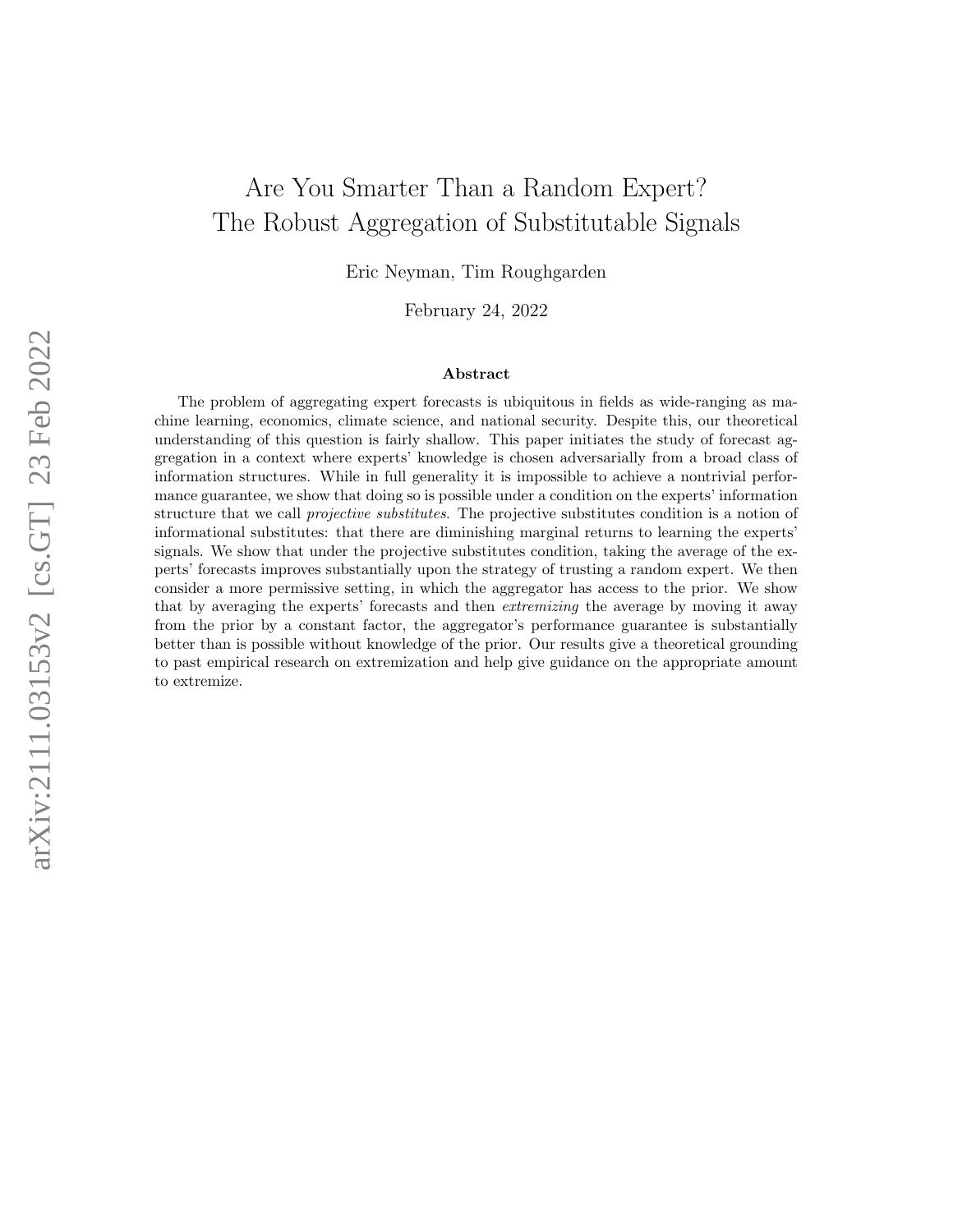# Are You Smarter Than a Random Expert? The Robust Aggregation of Substitutable Signals

Eric Neyman, Tim Roughgarden

February 24, 2022

## Abstract

The problem of aggregating expert forecasts is ubiquitous in fields as wide-ranging as machine learning, economics, climate science, and national security. Despite this, our theoretical understanding of this question is fairly shallow. This paper initiates the study of forecast aggregation in a context where experts' knowledge is chosen adversarially from a broad class of information structures. While in full generality it is impossible to achieve a nontrivial performance guarantee, we show that doing so is possible under a condition on the experts' information structure that we call *projective substitutes*. The projective substitutes condition is a notion of informational substitutes: that there are diminishing marginal returns to learning the experts' signals. We show that under the projective substitutes condition, taking the average of the experts' forecasts improves substantially upon the strategy of trusting a random expert. We then consider a more permissive setting, in which the aggregator has access to the prior. We show that by averaging the experts' forecasts and then *extremizing* the average by moving it away from the prior by a constant factor, the aggregator's performance guarantee is substantially better than is possible without knowledge of the prior. Our results give a theoretical grounding to past empirical research on extremization and help give guidance on the appropriate amount to extremize.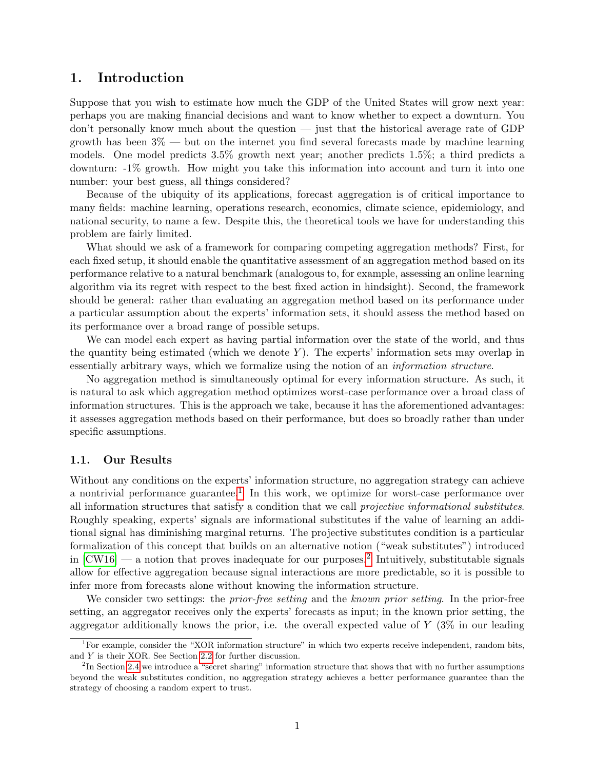# 1. Introduction

Suppose that you wish to estimate how much the GDP of the United States will grow next year: perhaps you are making financial decisions and want to know whether to expect a downturn. You don't personally know much about the question — just that the historical average rate of GDP growth has been 3% — but on the internet you find several forecasts made by machine learning models. One model predicts 3.5% growth next year; another predicts 1.5%; a third predicts a downturn: -1% growth. How might you take this information into account and turn it into one number: your best guess, all things considered?

Because of the ubiquity of its applications, forecast aggregation is of critical importance to many fields: machine learning, operations research, economics, climate science, epidemiology, and national security, to name a few. Despite this, the theoretical tools we have for understanding this problem are fairly limited.

What should we ask of a framework for comparing competing aggregation methods? First, for each fixed setup, it should enable the quantitative assessment of an aggregation method based on its performance relative to a natural benchmark (analogous to, for example, assessing an online learning algorithm via its regret with respect to the best fixed action in hindsight). Second, the framework should be general: rather than evaluating an aggregation method based on its performance under a particular assumption about the experts' information sets, it should assess the method based on its performance over a broad range of possible setups.

We can model each expert as having partial information over the state of the world, and thus the quantity being estimated (which we denote $Y$). The experts' information sets may overlap in essentially arbitrary ways, which we formalize using the notion of an *information structure*.

No aggregation method is simultaneously optimal for every information structure. As such, it is natural to ask which aggregation method optimizes worst-case performance over a broad class of information structures. This is the approach we take, because it has the aforementioned advantages: it assesses aggregation methods based on their performance, but does so broadly rather than under specific assumptions.

## 1.1. Our Results

Without any conditions on the experts' information structure, no aggregation strategy can achieve a nontrivial performance guarantee.[1] In this work, we optimize for worst-case performance over all information structures that satisfy a condition that we call *projective informational substitutes*. Roughly speaking, experts' signals are informational substitutes if the value of learning an additional signal has diminishing marginal returns. The projective substitutes condition is a particular formalization of this concept that builds on an alternative notion ("weak substitutes") introduced in [CW16] — a notion that proves inadequate for our purposes.[2] Intuitively, substitutable signals allow for effective aggregation because signal interactions are more predictable, so it is possible to infer more from forecasts alone without knowing the information structure.

We consider two settings: the *prior-free setting* and the *known prior setting*. In the prior-free setting, an aggregator receives only the experts' forecasts as input; in the known prior setting, the aggregator additionally knows the prior, i.e. the overall expected value of $Y$ (3% in our leading

[1] For example, consider the "XOR information structure" in which two experts receive independent, random bits, and $Y$ is their XOR. See Section 2.2 for further discussion.

[2] In Section 2.4 we introduce a "secret sharing" information structure that shows that with no further assumptions beyond the weak substitutes condition, no aggregation strategy achieves a better performance guarantee than the strategy of choosing a random expert to trust.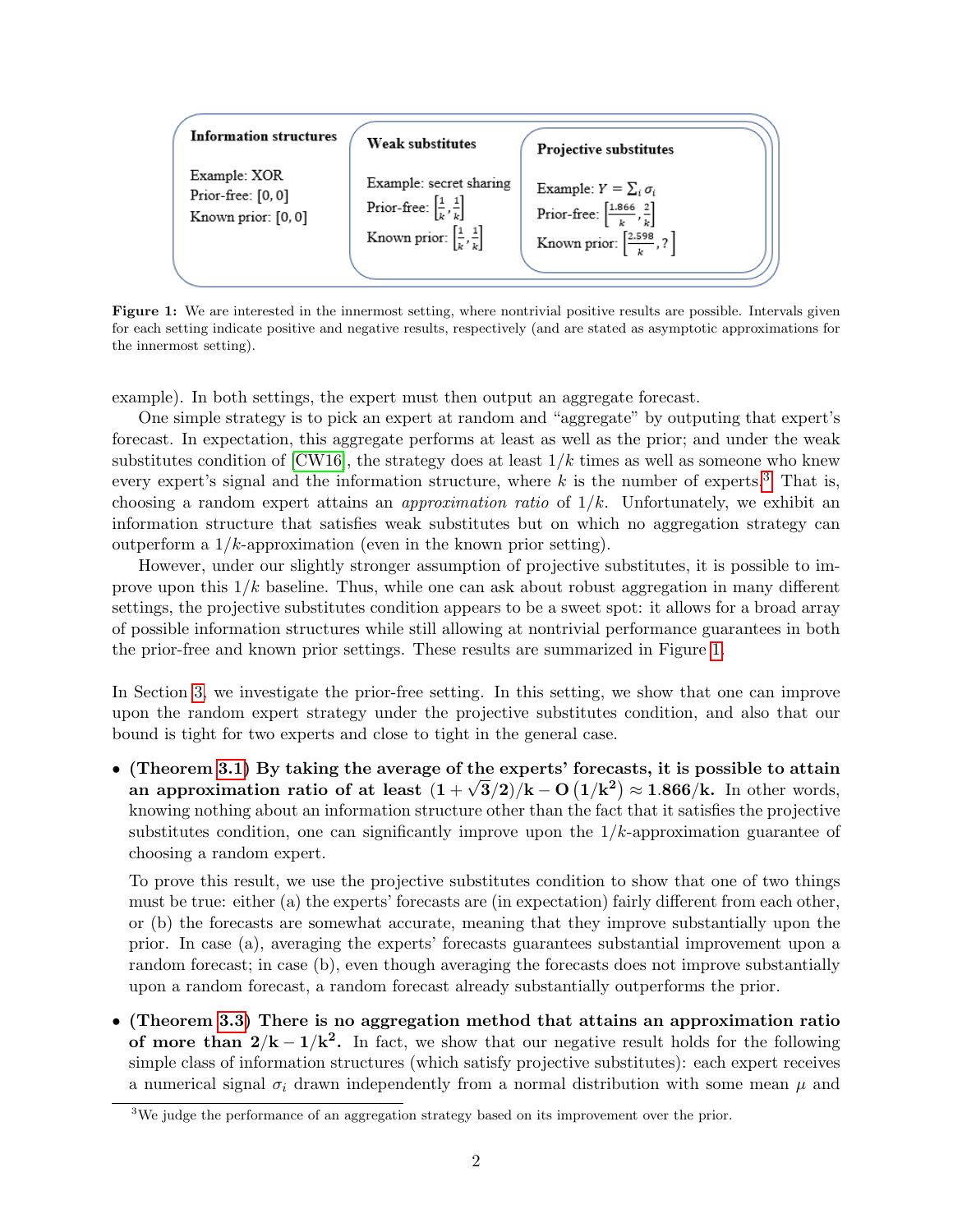**Information structures**

Example: XOR
Prior-free: $[0, 0]$
Known prior: $[0, 0]$

**Weak substitutes**

Example: secret sharing
Prior-free: $\left[\frac{1}{k}, \frac{1}{k}\right]$
Known prior: $\left[\frac{1}{k}, \frac{1}{k}\right]$

**Projective substitutes**

Example: $Y = \sum_i \sigma_i$
Prior-free: $\left[\frac{1.866}{k}, \frac{2}{k}\right]$
Known prior: $\left[\frac{2.598}{k}, ?\right]$

**Figure 1:** We are interested in the innermost setting, where nontrivial positive results are possible. Intervals given for each setting indicate positive and negative results, respectively (and are stated as asymptotic approximations for the innermost setting).

example). In both settings, the expert must then output an aggregate forecast.

One simple strategy is to pick an expert at random and "aggregate" by outputing that expert's forecast. In expectation, this aggregate performs at least as well as the prior; and under the weak substitutes condition of [CW16], the strategy does at least $1/k$ times as well as someone who knew every expert's signal and the information structure, where $k$ is the number of experts.[3] That is, choosing a random expert attains an *approximation ratio* of $1/k$. Unfortunately, we exhibit an information structure that satisfies weak substitutes but on which no aggregation strategy can outperform a $1/k$-approximation (even in the known prior setting).

However, under our slightly stronger assumption of projective substitutes, it is possible to improve upon this $1/k$ baseline. Thus, while one can ask about robust aggregation in many different settings, the projective substitutes condition appears to be a sweet spot: it allows for a broad array of possible information structures while still allowing at nontrivial performance guarantees in both the prior-free and known prior settings. These results are summarized in Figure 1.

In Section 3, we investigate the prior-free setting. In this setting, we show that one can improve upon the random expert strategy under the projective substitutes condition, and also that our bound is tight for two experts and close to tight in the general case.

- **(Theorem 3.1) By taking the average of the experts' forecasts, it is possible to attain an approximation ratio of at least $(1 + \sqrt{3}/2)/k - O(1/k^2) \approx 1.866/k$.** In other words, knowing nothing about an information structure other than the fact that it satisfies the projective substitutes condition, one can significantly improve upon the $1/k$-approximation guarantee of choosing a random expert.

  To prove this result, we use the projective substitutes condition to show that one of two things must be true: either (a) the experts' forecasts are (in expectation) fairly different from each other, or (b) the forecasts are somewhat accurate, meaning that they improve substantially upon the prior. In case (a), averaging the experts' forecasts guarantees substantial improvement upon a random forecast; in case (b), even though averaging the forecasts does not improve substantially upon a random forecast, a random forecast already substantially outperforms the prior.

- **(Theorem 3.3) There is no aggregation method that attains an approximation ratio of more than $2/k - 1/k^2$.** In fact, we show that our negative result holds for the following simple class of information structures (which satisfy projective substitutes): each expert receives a numerical signal $\sigma_i$ drawn independently from a normal distribution with some mean $\mu$ and

[3] We judge the performance of an aggregation strategy based on its improvement over the prior.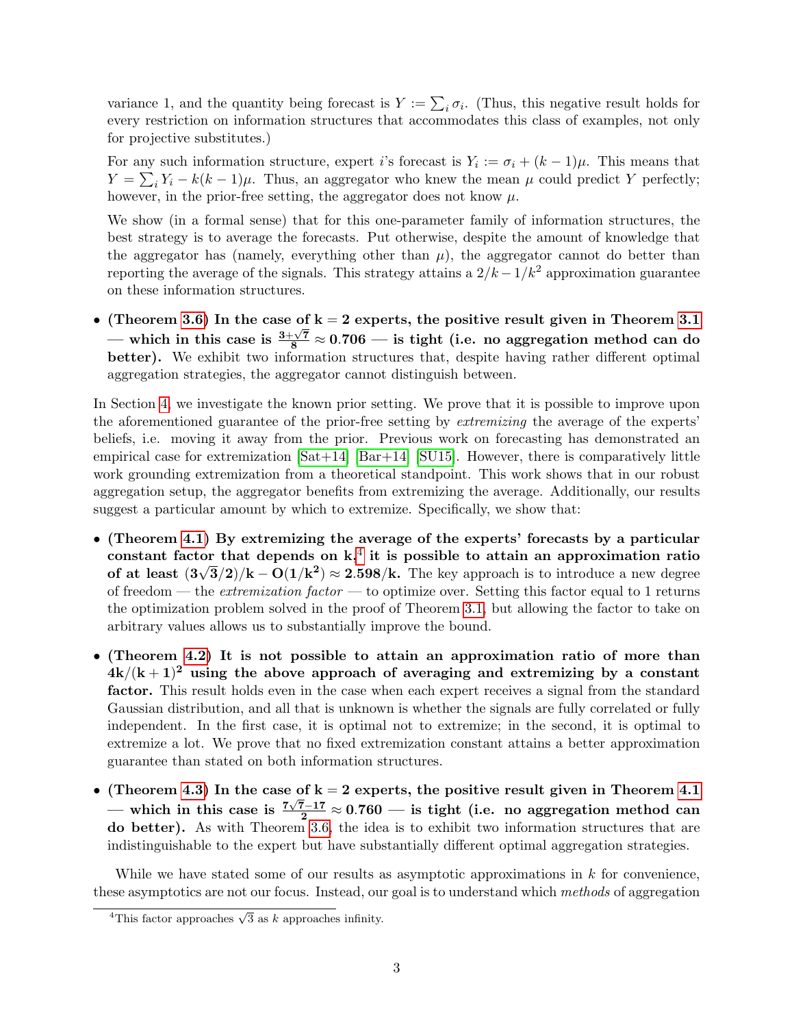variance 1, and the quantity being forecast is $Y := \sum_i \sigma_i$. (Thus, this negative result holds for every restriction on information structures that accommodates this class of examples, not only for projective substitutes.)

For any such information structure, expert $i$'s forecast is $Y_i := \sigma_i + (k-1)\mu$. This means that $Y = \sum_i Y_i - k(k-1)\mu$. Thus, an aggregator who knew the mean $\mu$ could predict $Y$ perfectly; however, in the prior-free setting, the aggregator does not know $\mu$.

We show (in a formal sense) that for this one-parameter family of information structures, the best strategy is to average the forecasts. Put otherwise, despite the amount of knowledge that the aggregator has (namely, everything other than $\mu$), the aggregator cannot do better than reporting the average of the signals. This strategy attains a $2/k - 1/k^2$ approximation guarantee on these information structures.

- **(Theorem 3.6) In the case of $\mathbf{k = 2}$ experts, the positive result given in Theorem 3.1 — which in this case is $\frac{3+\sqrt{7}}{8} \approx 0.706$ — is tight (i.e. no aggregation method can do better).** We exhibit two information structures that, despite having rather different optimal aggregation strategies, the aggregator cannot distinguish between.

In Section 4, we investigate the known prior setting. We prove that it is possible to improve upon the aforementioned guarantee of the prior-free setting by *extremizing* the average of the experts' beliefs, i.e. moving it away from the prior. Previous work on forecasting has demonstrated an empirical case for extremization [Sat+14] [Bar+14] [SU15]. However, there is comparatively little work grounding extremization from a theoretical standpoint. This work shows that in our robust aggregation setup, the aggregator benefits from extremizing the average. Additionally, our results suggest a particular amount by which to extremize. Specifically, we show that:

- **(Theorem 4.1) By extremizing the average of the experts' forecasts by a particular constant factor that depends on k,[4] it is possible to attain an approximation ratio of at least $\mathbf{(3\sqrt{3}/2)/k - O(1/k^2) \approx 2.598/k}$.** The key approach is to introduce a new degree of freedom — the *extremization factor* — to optimize over. Setting this factor equal to 1 returns the optimization problem solved in the proof of Theorem 3.1, but allowing the factor to take on arbitrary values allows us to substantially improve the bound.

- **(Theorem 4.2) It is not possible to attain an approximation ratio of more than $\mathbf{4k/(k+1)^2}$ using the above approach of averaging and extremizing by a constant factor.** This result holds even in the case when each expert receives a signal from the standard Gaussian distribution, and all that is unknown is whether the signals are fully correlated or fully independent. In the first case, it is optimal not to extremize; in the second, it is optimal to extremize a lot. We prove that no fixed extremization constant attains a better approximation guarantee than stated on both information structures.

- **(Theorem 4.3) In the case of $\mathbf{k = 2}$ experts, the positive result given in Theorem 4.1 — which in this case is $\frac{7\sqrt{7}-17}{2} \approx 0.760$ — is tight (i.e. no aggregation method can do better).** As with Theorem 3.6, the idea is to exhibit two information structures that are indistinguishable to the expert but have substantially different optimal aggregation strategies.

While we have stated some of our results as asymptotic approximations in $k$ for convenience, these asymptotics are not our focus. Instead, our goal is to understand which *methods* of aggregation

[4] This factor approaches $\sqrt{3}$ as $k$ approaches infinity.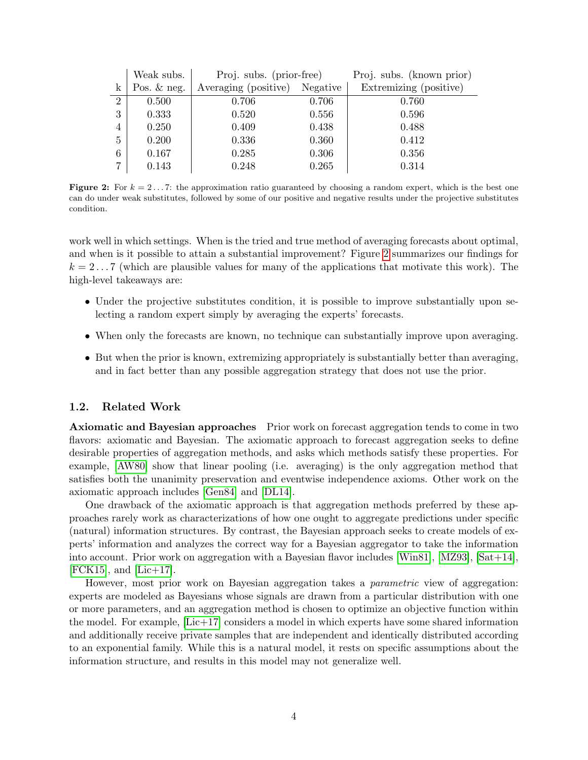| | Weak subs. | Proj. subs. (prior-free) | | Proj. subs. (known prior) |
|---|---|---|---|---|
| k | Pos. & neg. | Averaging (positive) | Negative | Extremizing (positive) |
| 2 | 0.500 | 0.706 | 0.706 | 0.760 |
| 3 | 0.333 | 0.520 | 0.556 | 0.596 |
| 4 | 0.250 | 0.409 | 0.438 | 0.488 |
| 5 | 0.200 | 0.336 | 0.360 | 0.412 |
| 6 | 0.167 | 0.285 | 0.306 | 0.356 |
| 7 | 0.143 | 0.248 | 0.265 | 0.314 |

**Figure 2:** For $k = 2 \dots 7$: the approximation ratio guaranteed by choosing a random expert, which is the best one can do under weak substitutes, followed by some of our positive and negative results under the projective substitutes condition.

work well in which settings. When is the tried and true method of averaging forecasts about optimal, and when is it possible to attain a substantial improvement? Figure 2 summarizes our findings for $k = 2 \dots 7$ (which are plausible values for many of the applications that motivate this work). The high-level takeaways are:

- Under the projective substitutes condition, it is possible to improve substantially upon selecting a random expert simply by averaging the experts' forecasts.
- When only the forecasts are known, no technique can substantially improve upon averaging.
- But when the prior is known, extremizing appropriately is substantially better than averaging, and in fact better than any possible aggregation strategy that does not use the prior.

### 1.2. Related Work

**Axiomatic and Bayesian approaches** Prior work on forecast aggregation tends to come in two flavors: axiomatic and Bayesian. The axiomatic approach to forecast aggregation seeks to define desirable properties of aggregation methods, and asks which methods satisfy these properties. For example, [AW80] show that linear pooling (i.e. averaging) is the only aggregation method that satisfies both the unanimity preservation and eventwise independence axioms. Other work on the axiomatic approach includes [Gen84] and [DL14].

One drawback of the axiomatic approach is that aggregation methods preferred by these approaches rarely work as characterizations of how one ought to aggregate predictions under specific (natural) information structures. By contrast, the Bayesian approach seeks to create models of experts' information and analyzes the correct way for a Bayesian aggregator to take the information into account. Prior work on aggregation with a Bayesian flavor includes [Win81], [MZ93], [Sat+14], [FCK15], and [Lic+17].

However, most prior work on Bayesian aggregation takes a *parametric* view of aggregation: experts are modeled as Bayesians whose signals are drawn from a particular distribution with one or more parameters, and an aggregation method is chosen to optimize an objective function within the model. For example, [Lic+17] considers a model in which experts have some shared information and additionally receive private samples that are independent and identically distributed according to an exponential family. While this is a natural model, it rests on specific assumptions about the information structure, and results in this model may not generalize well.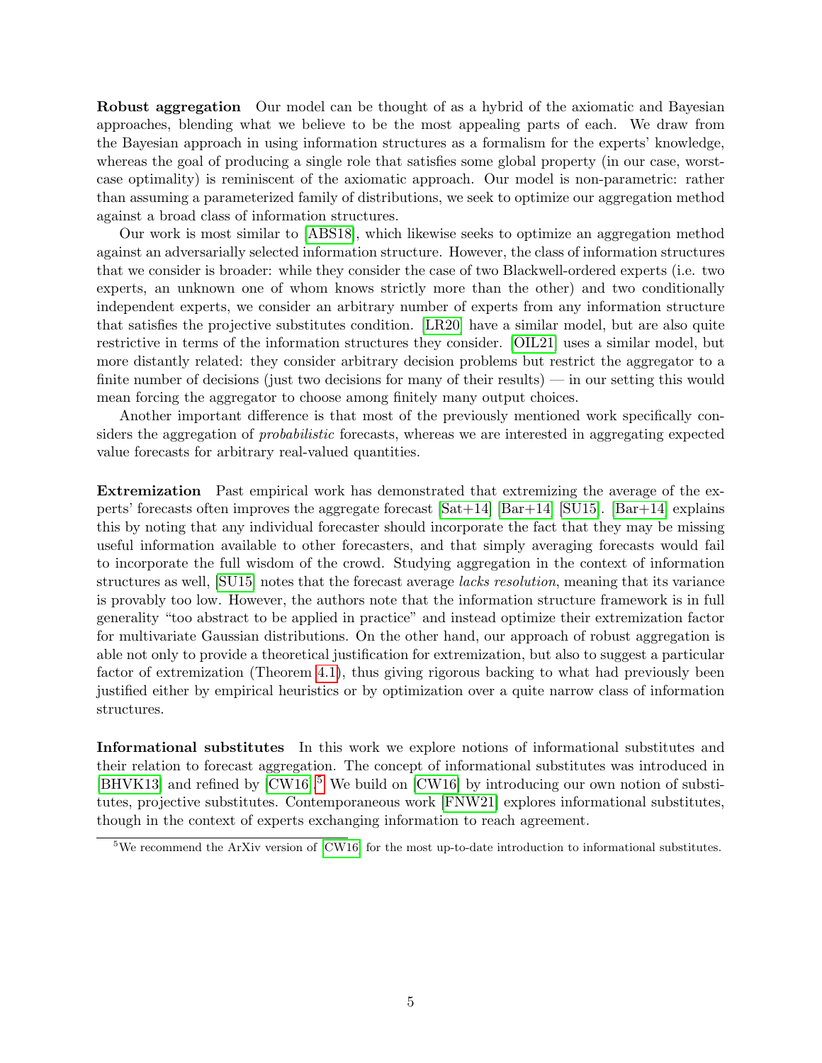**Robust aggregation** Our model can be thought of as a hybrid of the axiomatic and Bayesian approaches, blending what we believe to be the most appealing parts of each. We draw from the Bayesian approach in using information structures as a formalism for the experts' knowledge, whereas the goal of producing a single role that satisfies some global property (in our case, worst-case optimality) is reminiscent of the axiomatic approach. Our model is non-parametric: rather than assuming a parameterized family of distributions, we seek to optimize our aggregation method against a broad class of information structures.

Our work is most similar to [ABS18], which likewise seeks to optimize an aggregation method against an adversarially selected information structure. However, the class of information structures that we consider is broader: while they consider the case of two Blackwell-ordered experts (i.e. two experts, an unknown one of whom knows strictly more than the other) and two conditionally independent experts, we consider an arbitrary number of experts from any information structure that satisfies the projective substitutes condition. [LR20] have a similar model, but are also quite restrictive in terms of the information structures they consider. [OIL21] uses a similar model, but more distantly related: they consider arbitrary decision problems but restrict the aggregator to a finite number of decisions (just two decisions for many of their results) — in our setting this would mean forcing the aggregator to choose among finitely many output choices.

Another important difference is that most of the previously mentioned work specifically considers the aggregation of *probabilistic* forecasts, whereas we are interested in aggregating expected value forecasts for arbitrary real-valued quantities.

**Extremization** Past empirical work has demonstrated that extremizing the average of the experts' forecasts often improves the aggregate forecast [Sat+14] [Bar+14] [SU15]. [Bar+14] explains this by noting that any individual forecaster should incorporate the fact that they may be missing useful information available to other forecasters, and that simply averaging forecasts would fail to incorporate the full wisdom of the crowd. Studying aggregation in the context of information structures as well, [SU15] notes that the forecast average *lacks resolution*, meaning that its variance is provably too low. However, the authors note that the information structure framework is in full generality "too abstract to be applied in practice" and instead optimize their extremization factor for multivariate Gaussian distributions. On the other hand, our approach of robust aggregation is able not only to provide a theoretical justification for extremization, but also to suggest a particular factor of extremization (Theorem 4.1), thus giving rigorous backing to what had previously been justified either by empirical heuristics or by optimization over a quite narrow class of information structures.

**Informational substitutes** In this work we explore notions of informational substitutes and their relation to forecast aggregation. The concept of informational substitutes was introduced in [BHVK13] and refined by [CW16].[5] We build on [CW16] by introducing our own notion of substitutes, projective substitutes. Contemporaneous work [FNW21] explores informational substitutes, though in the context of experts exchanging information to reach agreement.

[5] We recommend the ArXiv version of [CW16] for the most up-to-date introduction to informational substitutes.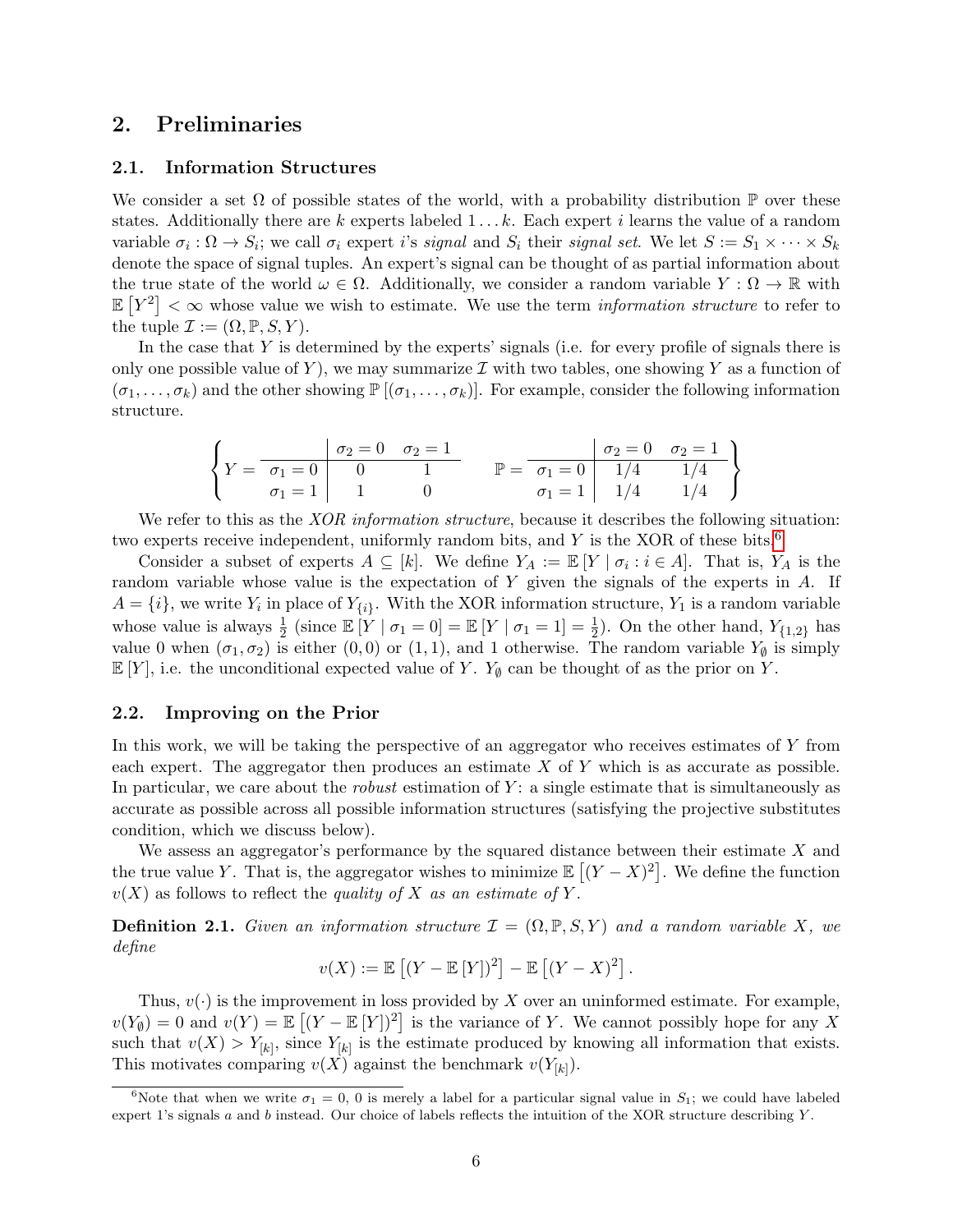## 2. Preliminaries

### 2.1. Information Structures

We consider a set $\Omega$ of possible states of the world, with a probability distribution $\mathbb{P}$ over these states. Additionally there are $k$ experts labeled $1 \dots k$. Each expert $i$ learns the value of a random variable $\sigma_i : \Omega \to S_i$; we call $\sigma_i$ expert $i$'s *signal* and $S_i$ their *signal set*. We let $S := S_1 \times \cdots \times S_k$ denote the space of signal tuples. An expert's signal can be thought of as partial information about the true state of the world $\omega \in \Omega$. Additionally, we consider a random variable $Y : \Omega \to \mathbb{R}$ with $\mathbb{E}\left[Y^2\right] < \infty$ whose value we wish to estimate. We use the term *information structure* to refer to the tuple $\mathcal{I} := (\Omega, \mathbb{P}, S, Y)$.

In the case that $Y$ is determined by the experts' signals (i.e. for every profile of signals there is only one possible value of $Y$), we may summarize $\mathcal{I}$ with two tables, one showing $Y$ as a function of $(\sigma_1, \dots, \sigma_k)$ and the other showing $\mathbb{P}[(\sigma_1, \dots, \sigma_k)]$. For example, consider the following information structure.

$$\left\{ Y = \begin{array}{c|cc} & \sigma_2 = 0 & \sigma_2 = 1 \\ \hline \sigma_1 = 0 & 0 & 1 \\ \sigma_1 = 1 & 1 & 0 \end{array} \qquad \mathbb{P} = \begin{array}{c|cc} & \sigma_2 = 0 & \sigma_2 = 1 \\ \hline \sigma_1 = 0 & 1/4 & 1/4 \\ \sigma_1 = 1 & 1/4 & 1/4 \end{array} \right\}$$

We refer to this as the *XOR information structure*, because it describes the following situation: two experts receive independent, uniformly random bits, and $Y$ is the XOR of these bits.[6]

Consider a subset of experts $A \subseteq [k]$. We define $Y_A := \mathbb{E}\left[Y \mid \sigma_i : i \in A\right]$. That is, $Y_A$ is the random variable whose value is the expectation of $Y$ given the signals of the experts in $A$. If $A = \{i\}$, we write $Y_i$ in place of $Y_{\{i\}}$. With the XOR information structure, $Y_1$ is a random variable whose value is always $\frac{1}{2}$ (since $\mathbb{E}\left[Y \mid \sigma_1 = 0\right] = \mathbb{E}\left[Y \mid \sigma_1 = 1\right] = \frac{1}{2}$). On the other hand, $Y_{\{1,2\}}$ has value 0 when $(\sigma_1, \sigma_2)$ is either $(0, 0)$ or $(1, 1)$, and 1 otherwise. The random variable $Y_\emptyset$ is simply $\mathbb{E}\left[Y\right]$, i.e. the unconditional expected value of $Y$. $Y_\emptyset$ can be thought of as the prior on $Y$.

### 2.2. Improving on the Prior

In this work, we will be taking the perspective of an aggregator who receives estimates of $Y$ from each expert. The aggregator then produces an estimate $X$ of $Y$ which is as accurate as possible. In particular, we care about the *robust* estimation of $Y$: a single estimate that is simultaneously as accurate as possible across all possible information structures (satisfying the projective substitutes condition, which we discuss below).

We assess an aggregator's performance by the squared distance between their estimate $X$ and the true value $Y$. That is, the aggregator wishes to minimize $\mathbb{E}\left[(Y - X)^2\right]$. We define the function $v(X)$ as follows to reflect the *quality of $X$ as an estimate of $Y$*.

**Definition 2.1.** *Given an information structure $\mathcal{I} = (\Omega, \mathbb{P}, S, Y)$ and a random variable $X$, we define*

$$v(X) := \mathbb{E}\left[(Y - \mathbb{E}\left[Y\right])^2\right] - \mathbb{E}\left[(Y - X)^2\right].$$

Thus, $v(\cdot)$ is the improvement in loss provided by $X$ over an uninformed estimate. For example, $v(Y_\emptyset) = 0$ and $v(Y) = \mathbb{E}\left[(Y - \mathbb{E}\left[Y\right])^2\right]$ is the variance of $Y$. We cannot possibly hope for any $X$ such that $v(X) > Y_{[k]}$, since $Y_{[k]}$ is the estimate produced by knowing all information that exists. This motivates comparing $v(X)$ against the benchmark $v(Y_{[k]})$.

[6] Note that when we write $\sigma_1 = 0$, 0 is merely a label for a particular signal value in $S_1$; we could have labeled expert 1's signals $a$ and $b$ instead. Our choice of labels reflects the intuition of the XOR structure describing $Y$.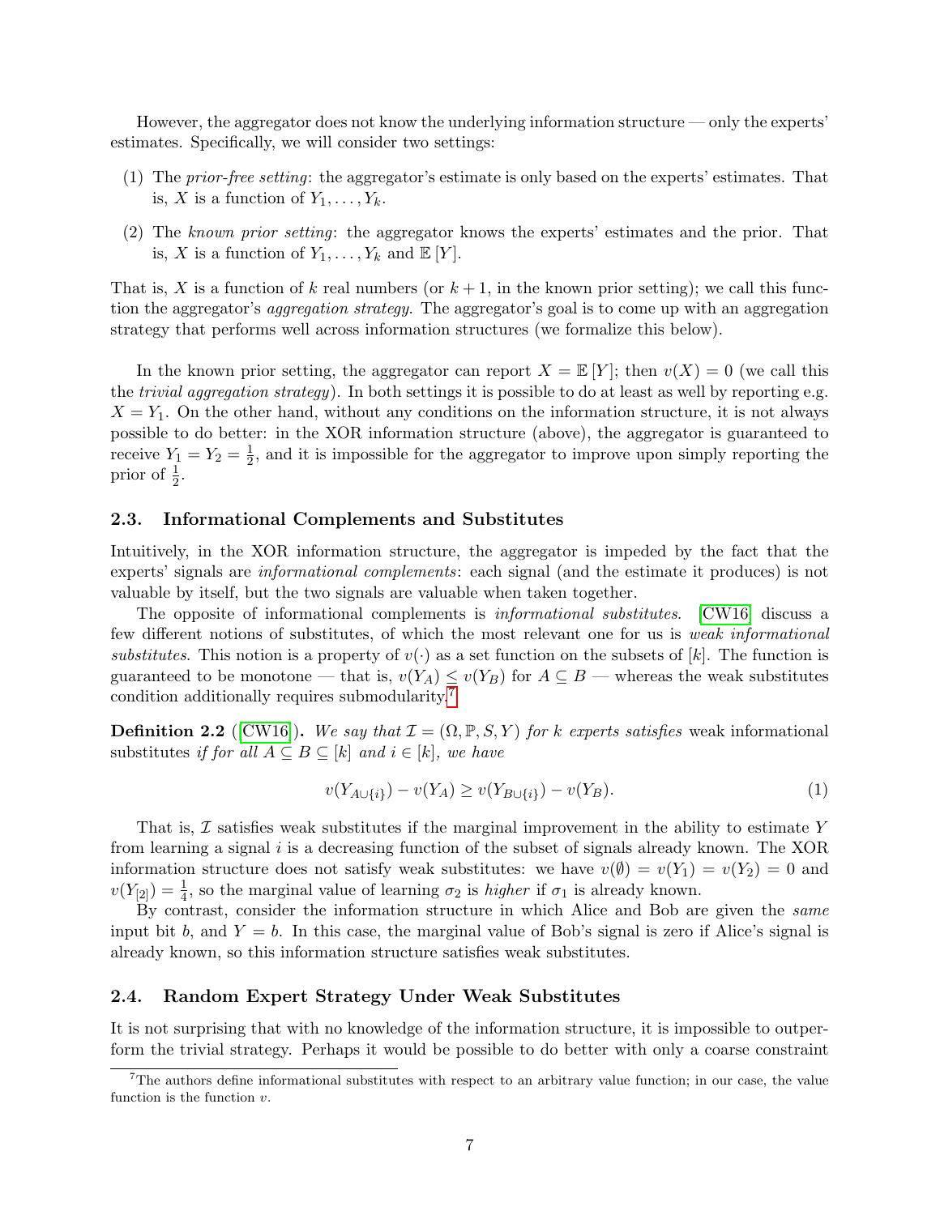However, the aggregator does not know the underlying information structure — only the experts' estimates. Specifically, we will consider two settings:

(1) The *prior-free setting*: the aggregator's estimate is only based on the experts' estimates. That is, $X$ is a function of $Y_1, \dots, Y_k$.

(2) The *known prior setting*: the aggregator knows the experts' estimates and the prior. That is, $X$ is a function of $Y_1, \dots, Y_k$ and $\mathbb{E}[Y]$.

That is, $X$ is a function of $k$ real numbers (or $k+1$, in the known prior setting); we call this function the aggregator's *aggregation strategy*. The aggregator's goal is to come up with an aggregation strategy that performs well across information structures (we formalize this below).

In the known prior setting, the aggregator can report $X = \mathbb{E}[Y]$; then $v(X) = 0$ (we call this the *trivial aggregation strategy*). In both settings it is possible to do at least as well by reporting e.g. $X = Y_1$. On the other hand, without any conditions on the information structure, it is not always possible to do better: in the XOR information structure (above), the aggregator is guaranteed to receive $Y_1 = Y_2 = \frac{1}{2}$, and it is impossible for the aggregator to improve upon simply reporting the prior of $\frac{1}{2}$.

## 2.3. Informational Complements and Substitutes

Intuitively, in the XOR information structure, the aggregator is impeded by the fact that the experts' signals are *informational complements*: each signal (and the estimate it produces) is not valuable by itself, but the two signals are valuable when taken together.

The opposite of informational complements is *informational substitutes*. [CW16] discuss a few different notions of substitutes, of which the most relevant one for us is *weak informational substitutes*. This notion is a property of $v(\cdot)$ as a set function on the subsets of $[k]$. The function is guaranteed to be monotone — that is, $v(Y_A) \le v(Y_B)$ for $A \subseteq B$ — whereas the weak substitutes condition additionally requires submodularity.[7]

**Definition 2.2** ([CW16])**.** *We say that $\mathcal{I} = (\Omega, \mathbb{P}, S, Y)$ for $k$ experts satisfies* weak informational substitutes *if for all $A \subseteq B \subseteq [k]$ and $i \in [k]$, we have*

$$v(Y_{A \cup \{i\}}) - v(Y_A) \ge v(Y_{B \cup \{i\}}) - v(Y_B). \tag{1}$$

That is, $\mathcal{I}$ satisfies weak substitutes if the marginal improvement in the ability to estimate $Y$ from learning a signal $i$ is a decreasing function of the subset of signals already known. The XOR information structure does not satisfy weak substitutes: we have $v(\emptyset) = v(Y_1) = v(Y_2) = 0$ and $v(Y_{[2]}) = \frac{1}{4}$, so the marginal value of learning $\sigma_2$ is *higher* if $\sigma_1$ is already known.

By contrast, consider the information structure in which Alice and Bob are given the *same* input bit $b$, and $Y = b$. In this case, the marginal value of Bob's signal is zero if Alice's signal is already known, so this information structure satisfies weak substitutes.

## 2.4. Random Expert Strategy Under Weak Substitutes

It is not surprising that with no knowledge of the information structure, it is impossible to outperform the trivial strategy. Perhaps it would be possible to do better with only a coarse constraint

[7] The authors define informational substitutes with respect to an arbitrary value function; in our case, the value function is the function $v$.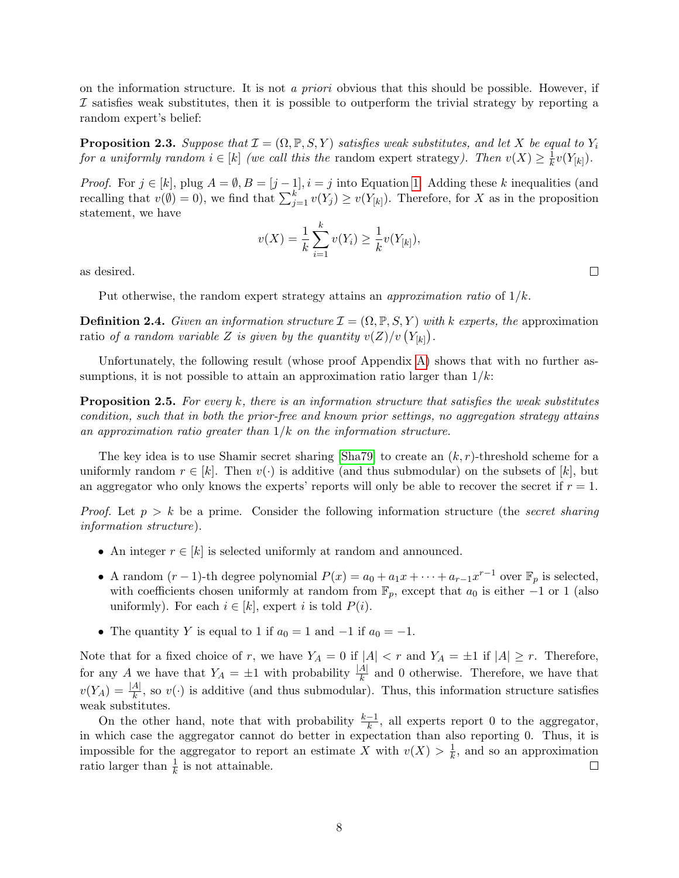on the information structure. It is not *a priori* obvious that this should be possible. However, if $\mathcal{I}$ satisfies weak substitutes, then it is possible to outperform the trivial strategy by reporting a random expert's belief:

**Proposition 2.3.** *Suppose that $\mathcal{I} = (\Omega, \mathbb{P}, S, Y)$ satisfies weak substitutes, and let $X$ be equal to $Y_i$ for a uniformly random $i \in [k]$ (we call this the* random expert strategy*). Then $v(X) \geq \frac{1}{k} v(Y_{[k]})$.*

*Proof.* For $j \in [k]$, plug $A = \emptyset, B = [j-1], i = j$ into Equation 1. Adding these $k$ inequalities (and recalling that $v(\emptyset) = 0$), we find that $\sum_{j=1}^{k} v(Y_j) \geq v(Y_{[k]})$. Therefore, for $X$ as in the proposition statement, we have

$$v(X) = \frac{1}{k} \sum_{i=1}^{k} v(Y_i) \geq \frac{1}{k} v(Y_{[k]}),$$

as desired. □

Put otherwise, the random expert strategy attains an *approximation ratio* of $1/k$.

**Definition 2.4.** *Given an information structure $\mathcal{I} = (\Omega, \mathbb{P}, S, Y)$ with $k$ experts, the* approximation ratio *of a random variable $Z$ is given by the quantity $v(Z)/v\left(Y_{[k]}\right)$.*

Unfortunately, the following result (whose proof Appendix A) shows that with no further assumptions, it is not possible to attain an approximation ratio larger than $1/k$:

**Proposition 2.5.** *For every $k$, there is an information structure that satisfies the weak substitutes condition, such that in both the prior-free and known prior settings, no aggregation strategy attains an approximation ratio greater than $1/k$ on the information structure.*

The key idea is to use Shamir secret sharing [Sha79] to create an $(k, r)$-threshold scheme for a uniformly random $r \in [k]$. Then $v(\cdot)$ is additive (and thus submodular) on the subsets of $[k]$, but an aggregator who only knows the experts' reports will only be able to recover the secret if $r = 1$.

*Proof.* Let $p > k$ be a prime. Consider the following information structure (the *secret sharing information structure*).

- An integer $r \in [k]$ is selected uniformly at random and announced.
- A random $(r-1)$-th degree polynomial $P(x) = a_0 + a_1 x + \cdots + a_{r-1} x^{r-1}$ over $\mathbb{F}_p$ is selected, with coefficients chosen uniformly at random from $\mathbb{F}_p$, except that $a_0$ is either $-1$ or $1$ (also uniformly). For each $i \in [k]$, expert $i$ is told $P(i)$.
- The quantity $Y$ is equal to 1 if $a_0 = 1$ and $-1$ if $a_0 = -1$.

Note that for a fixed choice of $r$, we have $Y_A = 0$ if $|A| < r$ and $Y_A = \pm 1$ if $|A| \geq r$. Therefore, for any $A$ we have that $Y_A = \pm 1$ with probability $\frac{|A|}{k}$ and 0 otherwise. Therefore, we have that $v(Y_A) = \frac{|A|}{k}$, so $v(\cdot)$ is additive (and thus submodular). Thus, this information structure satisfies weak substitutes.

On the other hand, note that with probability $\frac{k-1}{k}$, all experts report 0 to the aggregator, in which case the aggregator cannot do better in expectation than also reporting 0. Thus, it is impossible for the aggregator to report an estimate $X$ with $v(X) > \frac{1}{k}$, and so an approximation ratio larger than $\frac{1}{k}$ is not attainable. □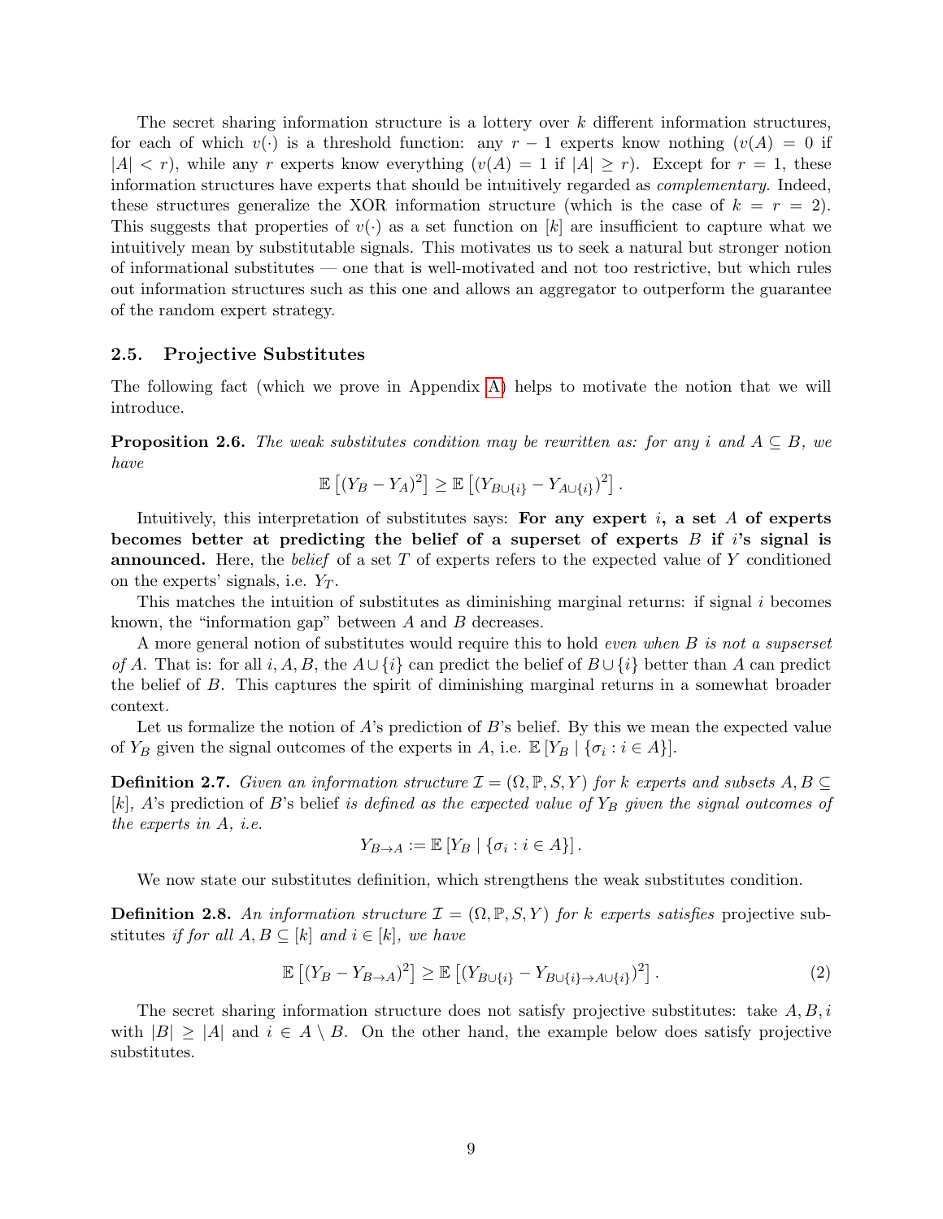The secret sharing information structure is a lottery over $k$ different information structures, for each of which $v(\cdot)$ is a threshold function: any $r-1$ experts know nothing ($v(A) = 0$ if $|A| < r$), while any $r$ experts know everything ($v(A) = 1$ if $|A| \geq r$). Except for $r = 1$, these information structures have experts that should be intuitively regarded as *complementary*. Indeed, these structures generalize the XOR information structure (which is the case of $k = r = 2$). This suggests that properties of $v(\cdot)$ as a set function on $[k]$ are insufficient to capture what we intuitively mean by substitutable signals. This motivates us to seek a natural but stronger notion of informational substitutes — one that is well-motivated and not too restrictive, but which rules out information structures such as this one and allows an aggregator to outperform the guarantee of the random expert strategy.

### 2.5. Projective Substitutes

The following fact (which we prove in Appendix A) helps to motivate the notion that we will introduce.

**Proposition 2.6.** *The weak substitutes condition may be rewritten as: for any $i$ and $A \subseteq B$, we have*

$$\mathbb{E}\left[(Y_B - Y_A)^2\right] \geq \mathbb{E}\left[(Y_{B\cup\{i\}} - Y_{A\cup\{i\}})^2\right].$$

Intuitively, this interpretation of substitutes says: **For any expert $i$, a set $A$ of experts becomes better at predicting the belief of a superset of experts $B$ if $i$'s signal is announced.** Here, the *belief* of a set $T$ of experts refers to the expected value of $Y$ conditioned on the experts' signals, i.e. $Y_T$.

This matches the intuition of substitutes as diminishing marginal returns: if signal $i$ becomes known, the "information gap" between $A$ and $B$ decreases.

A more general notion of substitutes would require this to hold *even when $B$ is not a superset of $A$*. That is: for all $i, A, B$, the $A \cup \{i\}$ can predict the belief of $B \cup \{i\}$ better than $A$ can predict the belief of $B$. This captures the spirit of diminishing marginal returns in a somewhat broader context.

Let us formalize the notion of $A$'s prediction of $B$'s belief. By this we mean the expected value of $Y_B$ given the signal outcomes of the experts in $A$, i.e. $\mathbb{E}\left[Y_B \mid \{\sigma_i : i \in A\}\right]$.

**Definition 2.7.** *Given an information structure $\mathcal{I} = (\Omega, \mathbb{P}, S, Y)$ for $k$ experts and subsets $A, B \subseteq [k]$, $A$'s prediction of $B$'s belief is defined as the expected value of $Y_B$ given the signal outcomes of the experts in $A$, i.e.*

$$Y_{B\to A} := \mathbb{E}\left[Y_B \mid \{\sigma_i : i \in A\}\right].$$

We now state our substitutes definition, which strengthens the weak substitutes condition.

**Definition 2.8.** *An information structure $\mathcal{I} = (\Omega, \mathbb{P}, S, Y)$ for $k$ experts satisfies* projective substitutes *if for all $A, B \subseteq [k]$ and $i \in [k]$, we have*

$$\mathbb{E}\left[(Y_B - Y_{B\to A})^2\right] \geq \mathbb{E}\left[(Y_{B\cup\{i\}} - Y_{B\cup\{i\}\to A\cup\{i\}})^2\right]. \tag{2}$$

The secret sharing information structure does not satisfy projective substitutes: take $A, B, i$ with $|B| \geq |A|$ and $i \in A \setminus B$. On the other hand, the example below does satisfy projective substitutes.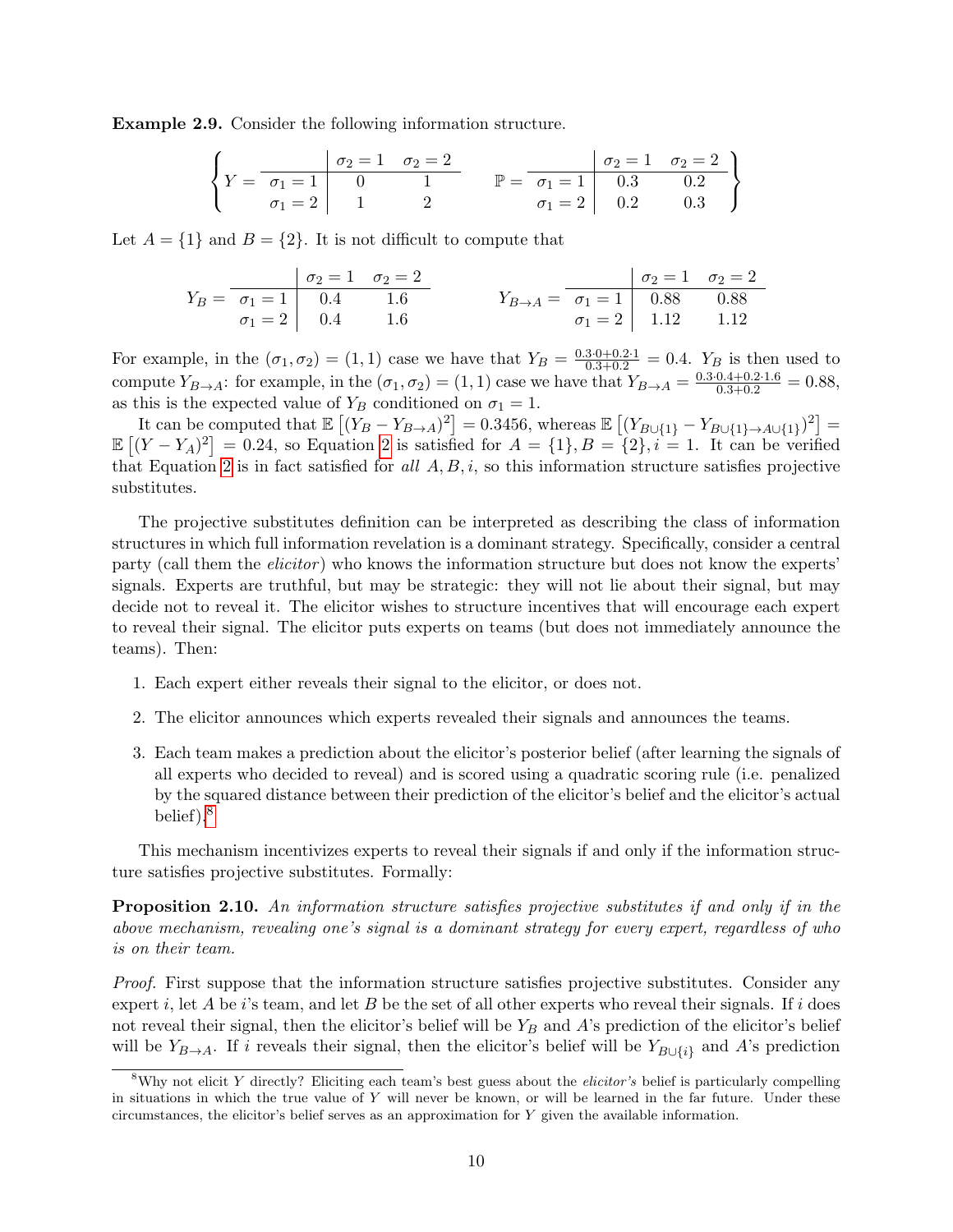**Example 2.9.** Consider the following information structure.

$$\left\{ Y = \begin{array}{c|cc} & \sigma_2 = 1 & \sigma_2 = 2 \\ \hline \sigma_1 = 1 & 0 & 1 \\ \sigma_1 = 2 & 1 & 2 \end{array} \qquad \mathbb{P} = \begin{array}{c|cc} & \sigma_2 = 1 & \sigma_2 = 2 \\ \hline \sigma_1 = 1 & 0.3 & 0.2 \\ \sigma_1 = 2 & 0.2 & 0.3 \end{array} \right\}$$

Let $A = \{1\}$ and $B = \{2\}$. It is not difficult to compute that

$$Y_B = \begin{array}{c|cc} & \sigma_2 = 1 & \sigma_2 = 2 \\ \hline \sigma_1 = 1 & 0.4 & 1.6 \\ \sigma_1 = 2 & 0.4 & 1.6 \end{array} \qquad Y_{B \to A} = \begin{array}{c|cc} & \sigma_2 = 1 & \sigma_2 = 2 \\ \hline \sigma_1 = 1 & 0.88 & 0.88 \\ \sigma_1 = 2 & 1.12 & 1.12 \end{array}$$

For example, in the $(\sigma_1, \sigma_2) = (1, 1)$ case we have that $Y_B = \frac{0.3 \cdot 0 + 0.2 \cdot 1}{0.3 + 0.2} = 0.4$. $Y_B$ is then used to compute $Y_{B \to A}$: for example, in the $(\sigma_1, \sigma_2) = (1, 1)$ case we have that $Y_{B \to A} = \frac{0.3 \cdot 0.4 + 0.2 \cdot 1.6}{0.3 + 0.2} = 0.88$, as this is the expected value of $Y_B$ conditioned on $\sigma_1 = 1$.

It can be computed that $\mathbb{E}\left[(Y_B - Y_{B \to A})^2\right] = 0.3456$, whereas $\mathbb{E}\left[(Y_{B \cup \{1\}} - Y_{B \cup \{1\} \to A \cup \{1\}})^2\right] = \mathbb{E}\left[(Y - Y_A)^2\right] = 0.24$, so Equation 2 is satisfied for $A = \{1\}, B = \{2\}, i = 1$. It can be verified that Equation 2 is in fact satisfied for *all* $A, B, i$, so this information structure satisfies projective substitutes.

The projective substitutes definition can be interpreted as describing the class of information structures in which full information revelation is a dominant strategy. Specifically, consider a central party (call them the *elicitor*) who knows the information structure but does not know the experts' signals. Experts are truthful, but may be strategic: they will not lie about their signal, but may decide not to reveal it. The elicitor wishes to structure incentives that will encourage each expert to reveal their signal. The elicitor puts experts on teams (but does not immediately announce the teams). Then:

1. Each expert either reveals their signal to the elicitor, or does not.
2. The elicitor announces which experts revealed their signals and announces the teams.
3. Each team makes a prediction about the elicitor's posterior belief (after learning the signals of all experts who decided to reveal) and is scored using a quadratic scoring rule (i.e. penalized by the squared distance between their prediction of the elicitor's belief and the elicitor's actual belief).[8]

This mechanism incentivizes experts to reveal their signals if and only if the information structure satisfies projective substitutes. Formally:

**Proposition 2.10.** *An information structure satisfies projective substitutes if and only if in the above mechanism, revealing one's signal is a dominant strategy for every expert, regardless of who is on their team.*

*Proof.* First suppose that the information structure satisfies projective substitutes. Consider any expert $i$, let $A$ be $i$'s team, and let $B$ be the set of all other experts who reveal their signals. If $i$ does not reveal their signal, then the elicitor's belief will be $Y_B$ and $A$'s prediction of the elicitor's belief will be $Y_{B \to A}$. If $i$ reveals their signal, then the elicitor's belief will be $Y_{B \cup \{i\}}$ and $A$'s prediction

[8] Why not elicit $Y$ directly? Eliciting each team's best guess about the *elicitor's* belief is particularly compelling in situations in which the true value of $Y$ will never be known, or will be learned in the far future. Under these circumstances, the elicitor's belief serves as an approximation for $Y$ given the available information.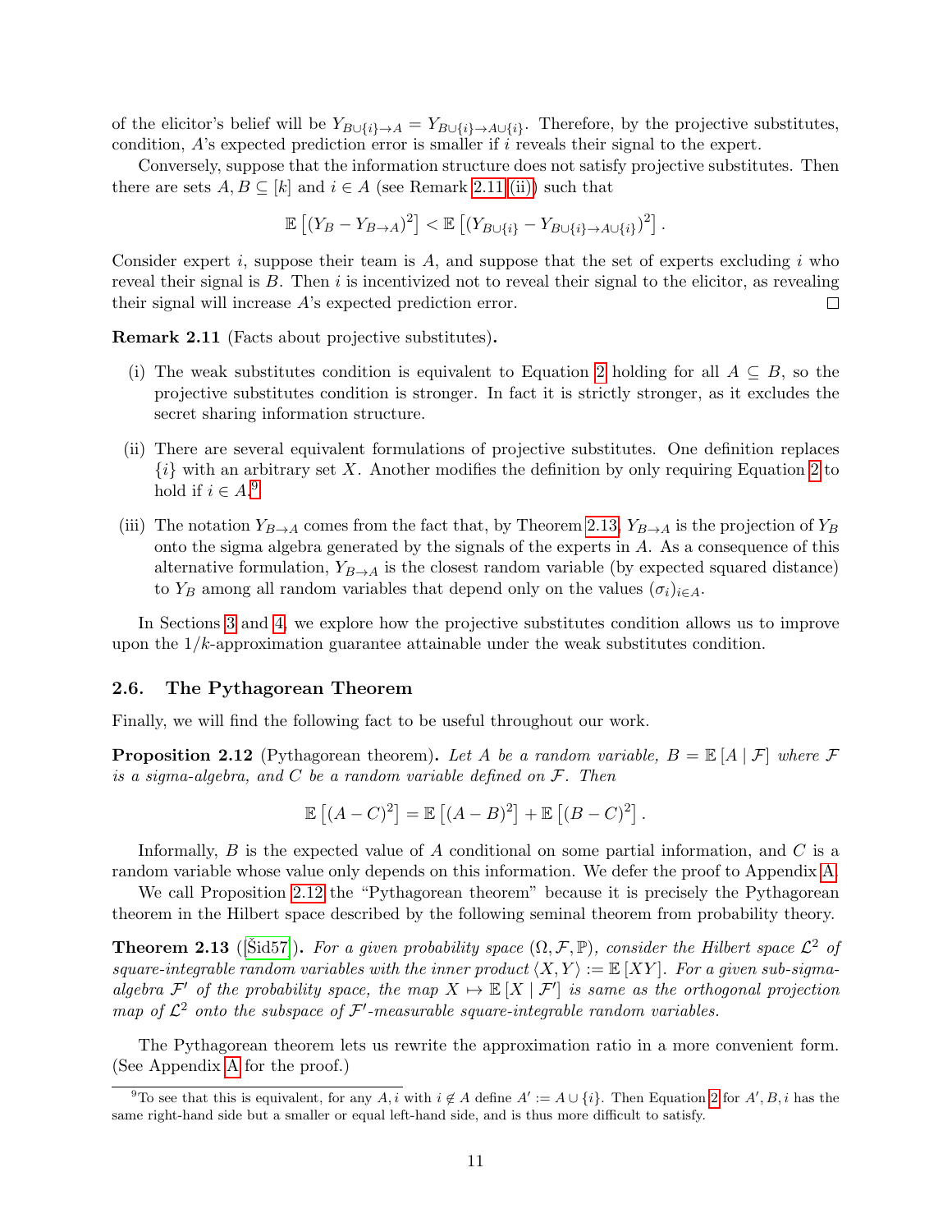of the elicitor's belief will be $Y_{B\cup\{i\}\to A} = Y_{B\cup\{i\}\to A\cup\{i\}}$. Therefore, by the projective substitutes, condition, $A$'s expected prediction error is smaller if $i$ reveals their signal to the expert.

Conversely, suppose that the information structure does not satisfy projective substitutes. Then there are sets $A, B \subseteq [k]$ and $i \in A$ (see Remark 2.11 (ii)) such that

$$\mathbb{E}\left[(Y_B - Y_{B\to A})^2\right] < \mathbb{E}\left[(Y_{B\cup\{i\}} - Y_{B\cup\{i\}\to A\cup\{i\}})^2\right].$$

Consider expert $i$, suppose their team is $A$, and suppose that the set of experts excluding $i$ who reveal their signal is $B$. Then $i$ is incentivized not to reveal their signal to the elicitor, as revealing their signal will increase $A$'s expected prediction error. □

**Remark 2.11** (Facts about projective substitutes)**.**

(i) The weak substitutes condition is equivalent to Equation 2 holding for all $A \subseteq B$, so the projective substitutes condition is stronger. In fact it is strictly stronger, as it excludes the secret sharing information structure.

(ii) There are several equivalent formulations of projective substitutes. One definition replaces $\{i\}$ with an arbitrary set $X$. Another modifies the definition by only requiring Equation 2 to hold if $i \in A$.[9]

(iii) The notation $Y_{B\to A}$ comes from the fact that, by Theorem 2.13, $Y_{B\to A}$ is the projection of $Y_B$ onto the sigma algebra generated by the signals of the experts in $A$. As a consequence of this alternative formulation, $Y_{B\to A}$ is the closest random variable (by expected squared distance) to $Y_B$ among all random variables that depend only on the values $(\sigma_i)_{i\in A}$.

In Sections 3 and 4, we explore how the projective substitutes condition allows us to improve upon the $1/k$-approximation guarantee attainable under the weak substitutes condition.

### 2.6. The Pythagorean Theorem

Finally, we will find the following fact to be useful throughout our work.

**Proposition 2.12** (Pythagorean theorem)**.** *Let $A$ be a random variable, $B = \mathbb{E}[A \mid \mathcal{F}]$ where $\mathcal{F}$ is a sigma-algebra, and $C$ be a random variable defined on $\mathcal{F}$. Then*

$$\mathbb{E}\left[(A - C)^2\right] = \mathbb{E}\left[(A - B)^2\right] + \mathbb{E}\left[(B - C)^2\right].$$

Informally, $B$ is the expected value of $A$ conditional on some partial information, and $C$ is a random variable whose value only depends on this information. We defer the proof to Appendix A.

We call Proposition 2.12 the "Pythagorean theorem" because it is precisely the Pythagorean theorem in the Hilbert space described by the following seminal theorem from probability theory.

**Theorem 2.13** ([Šid57])**.** *For a given probability space $(\Omega, \mathcal{F}, \mathbb{P})$, consider the Hilbert space $\mathcal{L}^2$ of square-integrable random variables with the inner product $\langle X, Y\rangle := \mathbb{E}[XY]$. For a given sub-sigma-algebra $\mathcal{F}'$ of the probability space, the map $X \mapsto \mathbb{E}[X \mid \mathcal{F}']$ is same as the orthogonal projection map of $\mathcal{L}^2$ onto the subspace of $\mathcal{F}'$-measurable square-integrable random variables.*

The Pythagorean theorem lets us rewrite the approximation ratio in a more convenient form. (See Appendix A for the proof.)

[9] To see that this is equivalent, for any $A, i$ with $i \notin A$ define $A' := A \cup \{i\}$. Then Equation 2 for $A', B, i$ has the same right-hand side but a smaller or equal left-hand side, and is thus more difficult to satisfy.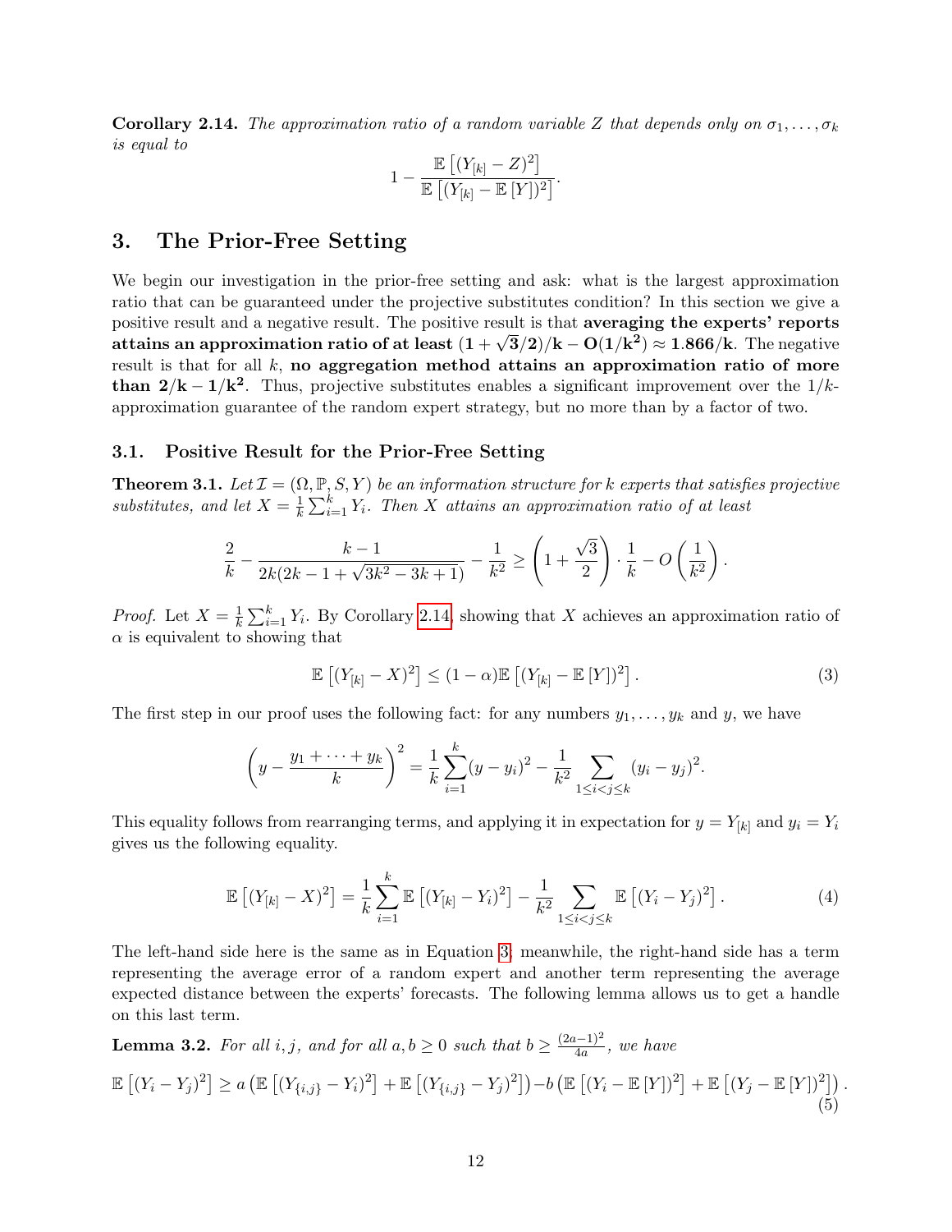**Corollary 2.14.** *The approximation ratio of a random variable $Z$ that depends only on $\sigma_1, \dots, \sigma_k$ is equal to*

$$1 - \frac{\mathbb{E}\left[(Y_{[k]} - Z)^2\right]}{\mathbb{E}\left[(Y_{[k]} - \mathbb{E}\left[Y\right])^2\right]}.$$

# 3. The Prior-Free Setting

We begin our investigation in the prior-free setting and ask: what is the largest approximation ratio that can be guaranteed under the projective substitutes condition? In this section we give a positive result and a negative result. The positive result is that **averaging the experts' reports attains an approximation ratio of at least $(1 + \sqrt{3}/2)/k - O(1/k^2) \approx 1.866/k$**. The negative result is that for all $k$, **no aggregation method attains an approximation ratio of more than $2/k - 1/k^2$**. Thus, projective substitutes enables a significant improvement over the $1/k$-approximation guarantee of the random expert strategy, but no more than by a factor of two.

## 3.1. Positive Result for the Prior-Free Setting

**Theorem 3.1.** *Let $\mathcal{I} = (\Omega, \mathbb{P}, S, Y)$ be an information structure for $k$ experts that satisfies projective substitutes, and let $X = \frac{1}{k}\sum_{i=1}^{k} Y_i$. Then $X$ attains an approximation ratio of at least*

$$\frac{2}{k} - \frac{k-1}{2k(2k - 1 + \sqrt{3k^2 - 3k + 1})} - \frac{1}{k^2} \geq \left(1 + \frac{\sqrt{3}}{2}\right) \cdot \frac{1}{k} - O\left(\frac{1}{k^2}\right).$$

*Proof.* Let $X = \frac{1}{k}\sum_{i=1}^{k} Y_i$. By Corollary 2.14, showing that $X$ achieves an approximation ratio of $\alpha$ is equivalent to showing that

$$\mathbb{E}\left[(Y_{[k]} - X)^2\right] \leq (1 - \alpha)\mathbb{E}\left[(Y_{[k]} - \mathbb{E}\left[Y\right])^2\right]. \tag{3}$$

The first step in our proof uses the following fact: for any numbers $y_1, \dots, y_k$ and $y$, we have

$$\left(y - \frac{y_1 + \dots + y_k}{k}\right)^2 = \frac{1}{k}\sum_{i=1}^{k}(y - y_i)^2 - \frac{1}{k^2}\sum_{1 \leq i < j \leq k}(y_i - y_j)^2.$$

This equality follows from rearranging terms, and applying it in expectation for $y = Y_{[k]}$ and $y_i = Y_i$ gives us the following equality.

$$\mathbb{E}\left[(Y_{[k]} - X)^2\right] = \frac{1}{k}\sum_{i=1}^{k}\mathbb{E}\left[(Y_{[k]} - Y_i)^2\right] - \frac{1}{k^2}\sum_{1 \leq i < j \leq k}\mathbb{E}\left[(Y_i - Y_j)^2\right]. \tag{4}$$

The left-hand side here is the same as in Equation 3; meanwhile, the right-hand side has a term representing the average error of a random expert and another term representing the average expected distance between the experts' forecasts. The following lemma allows us to get a handle on this last term.

**Lemma 3.2.** *For all $i, j$, and for all $a, b \geq 0$ such that $b \geq \frac{(2a-1)^2}{4a}$, we have*

$$\mathbb{E}\left[(Y_i - Y_j)^2\right] \geq a\left(\mathbb{E}\left[(Y_{\{i,j\}} - Y_i)^2\right] + \mathbb{E}\left[(Y_{\{i,j\}} - Y_j)^2\right]\right) - b\left(\mathbb{E}\left[(Y_i - \mathbb{E}\left[Y\right])^2\right] + \mathbb{E}\left[(Y_j - \mathbb{E}\left[Y\right])^2\right]\right). \tag{5}$$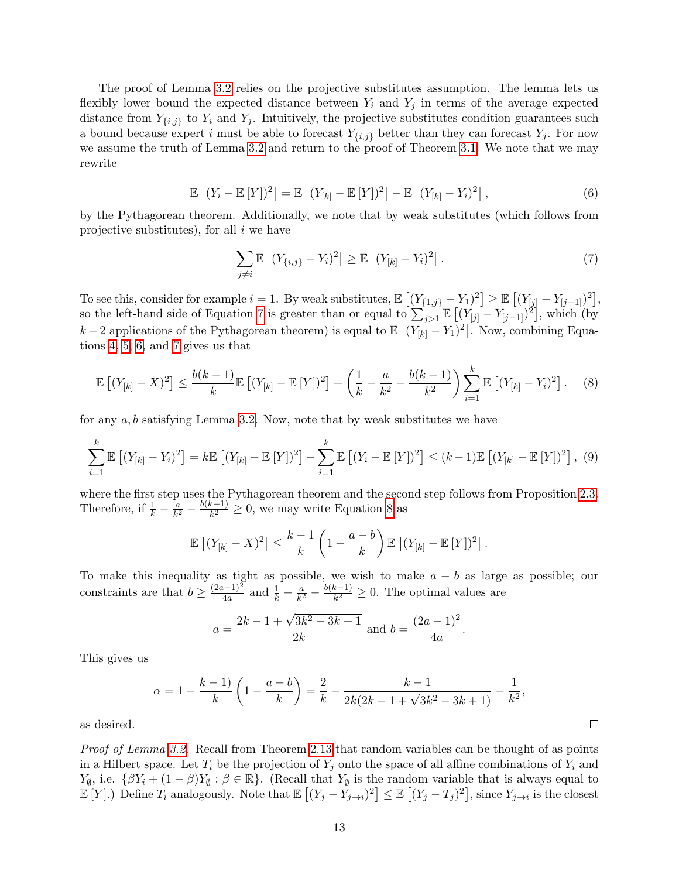The proof of Lemma 3.2 relies on the projective substitutes assumption. The lemma lets us flexibly lower bound the expected distance between $Y_i$ and $Y_j$ in terms of the average expected distance from $Y_{\{i,j\}}$ to $Y_i$ and $Y_j$. Intuitively, the projective substitutes condition guarantees such a bound because expert $i$ must be able to forecast $Y_{\{i,j\}}$ better than they can forecast $Y_j$. For now we assume the truth of Lemma 3.2 and return to the proof of Theorem 3.1. We note that we may rewrite

$$\mathbb{E}\left[(Y_i - \mathbb{E}[Y])^2\right] = \mathbb{E}\left[(Y_{[k]} - \mathbb{E}[Y])^2\right] - \mathbb{E}\left[(Y_{[k]} - Y_i)^2\right], \tag{6}$$

by the Pythagorean theorem. Additionally, we note that by weak substitutes (which follows from projective substitutes), for all $i$ we have

$$\sum_{j \neq i} \mathbb{E}\left[(Y_{\{i,j\}} - Y_i)^2\right] \geq \mathbb{E}\left[(Y_{[k]} - Y_i)^2\right]. \tag{7}$$

To see this, consider for example $i = 1$. By weak substitutes, $\mathbb{E}\left[(Y_{\{1,j\}} - Y_1)^2\right] \geq \mathbb{E}\left[(Y_{[j]} - Y_{[j-1]})^2\right]$, so the left-hand side of Equation 7 is greater than or equal to $\sum_{j>1} \mathbb{E}\left[(Y_{[j]} - Y_{[j-1]})^2\right]$, which (by $k-2$ applications of the Pythagorean theorem) is equal to $\mathbb{E}\left[(Y_{[k]} - Y_1)^2\right]$. Now, combining Equations 4, 5, 6, and 7 gives us that

$$\mathbb{E}\left[(Y_{[k]} - X)^2\right] \leq \frac{b(k-1)}{k}\mathbb{E}\left[(Y_{[k]} - \mathbb{E}[Y])^2\right] + \left(\frac{1}{k} - \frac{a}{k^2} - \frac{b(k-1)}{k^2}\right)\sum_{i=1}^{k} \mathbb{E}\left[(Y_{[k]} - Y_i)^2\right]. \tag{8}$$

for any $a, b$ satisfying Lemma 3.2. Now, note that by weak substitutes we have

$$\sum_{i=1}^{k} \mathbb{E}\left[(Y_{[k]} - Y_i)^2\right] = k\mathbb{E}\left[(Y_{[k]} - \mathbb{E}[Y])^2\right] - \sum_{i=1}^{k} \mathbb{E}\left[(Y_i - \mathbb{E}[Y])^2\right] \leq (k-1)\mathbb{E}\left[(Y_{[k]} - \mathbb{E}[Y])^2\right], \tag{9}$$

where the first step uses the Pythagorean theorem and the second step follows from Proposition 2.3. Therefore, if $\frac{1}{k} - \frac{a}{k^2} - \frac{b(k-1)}{k^2} \geq 0$, we may write Equation 8 as

$$\mathbb{E}\left[(Y_{[k]} - X)^2\right] \leq \frac{k-1}{k}\left(1 - \frac{a-b}{k}\right)\mathbb{E}\left[(Y_{[k]} - \mathbb{E}[Y])^2\right].$$

To make this inequality as tight as possible, we wish to make $a - b$ as large as possible; our constraints are that $b \geq \frac{(2a-1)^2}{4a}$ and $\frac{1}{k} - \frac{a}{k^2} - \frac{b(k-1)}{k^2} \geq 0$. The optimal values are

$$a = \frac{2k - 1 + \sqrt{3k^2 - 3k + 1}}{2k} \text{ and } b = \frac{(2a-1)^2}{4a}.$$

This gives us

$$\alpha = 1 - \frac{k-1)}{k}\left(1 - \frac{a-b}{k}\right) = \frac{2}{k} - \frac{k-1}{2k(2k - 1 + \sqrt{3k^2 - 3k + 1})} - \frac{1}{k^2},$$

as desired. $\square$

*Proof of Lemma 3.2.* Recall from Theorem 2.13 that random variables can be thought of as points in a Hilbert space. Let $T_i$ be the projection of $Y_j$ onto the space of all affine combinations of $Y_i$ and $Y_\emptyset$, i.e. $\{\beta Y_i + (1-\beta)Y_\emptyset : \beta \in \mathbb{R}\}$. (Recall that $Y_\emptyset$ is the random variable that is always equal to $\mathbb{E}[Y]$.) Define $T_i$ analogously. Note that $\mathbb{E}\left[(Y_j - Y_{j \to i})^2\right] \leq \mathbb{E}\left[(Y_j - T_j)^2\right]$, since $Y_{j \to i}$ is the closest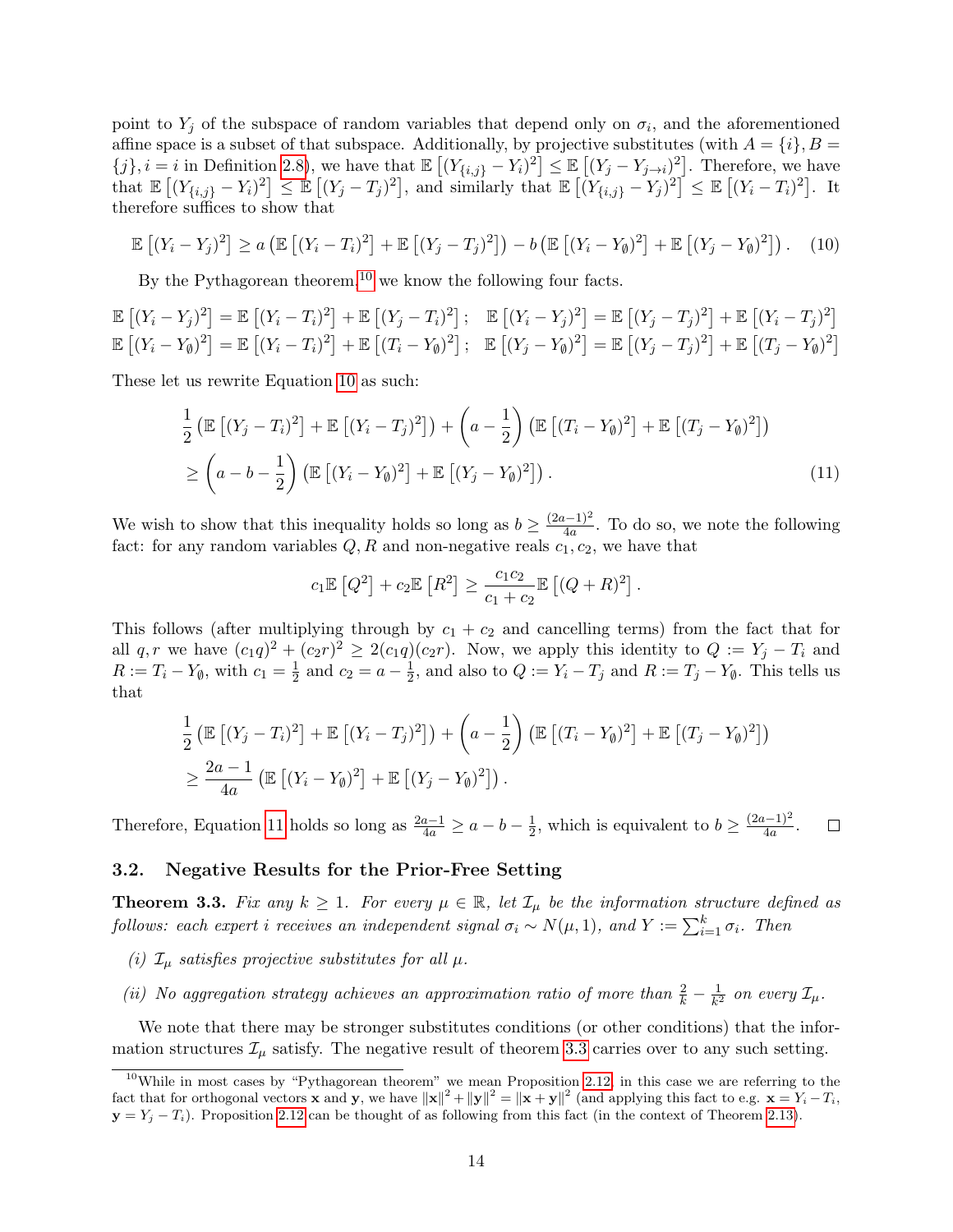point to $Y_j$ of the subspace of random variables that depend only on $\sigma_i$, and the aforementioned affine space is a subset of that subspace. Additionally, by projective substitutes (with $A = \{i\}, B = \{j\}, i = i$ in Definition 2.8), we have that $\mathbb{E}\left[(Y_{\{i,j\}} - Y_i)^2\right] \le \mathbb{E}\left[(Y_j - Y_{j \to i})^2\right]$. Therefore, we have that $\mathbb{E}\left[(Y_{\{i,j\}} - Y_i)^2\right] \le \mathbb{E}\left[(Y_j - T_j)^2\right]$, and similarly that $\mathbb{E}\left[(Y_{\{i,j\}} - Y_j)^2\right] \le \mathbb{E}\left[(Y_i - T_i)^2\right]$. It therefore suffices to show that

$$\mathbb{E}\left[(Y_i - Y_j)^2\right] \ge a\left(\mathbb{E}\left[(Y_i - T_i)^2\right] + \mathbb{E}\left[(Y_j - T_j)^2\right]\right) - b\left(\mathbb{E}\left[(Y_i - Y_\emptyset)^2\right] + \mathbb{E}\left[(Y_j - Y_\emptyset)^2\right]\right). \quad (10)$$

By the Pythagorean theorem[10] we know the following four facts.

$$\mathbb{E}\left[(Y_i - Y_j)^2\right] = \mathbb{E}\left[(Y_i - T_i)^2\right] + \mathbb{E}\left[(Y_j - T_i)^2\right]; \quad \mathbb{E}\left[(Y_i - Y_j)^2\right] = \mathbb{E}\left[(Y_j - T_j)^2\right] + \mathbb{E}\left[(Y_i - T_j)^2\right]$$
$$\mathbb{E}\left[(Y_i - Y_\emptyset)^2\right] = \mathbb{E}\left[(Y_i - T_i)^2\right] + \mathbb{E}\left[(T_i - Y_\emptyset)^2\right]; \quad \mathbb{E}\left[(Y_j - Y_\emptyset)^2\right] = \mathbb{E}\left[(Y_j - T_j)^2\right] + \mathbb{E}\left[(T_j - Y_\emptyset)^2\right]$$

These let us rewrite Equation 10 as such:

$$\begin{aligned}
&\frac{1}{2}\left(\mathbb{E}\left[(Y_j - T_i)^2\right] + \mathbb{E}\left[(Y_i - T_j)^2\right]\right) + \left(a - \frac{1}{2}\right)\left(\mathbb{E}\left[(T_i - Y_\emptyset)^2\right] + \mathbb{E}\left[(T_j - Y_\emptyset)^2\right]\right) \\
&\ge \left(a - b - \frac{1}{2}\right)\left(\mathbb{E}\left[(Y_i - Y_\emptyset)^2\right] + \mathbb{E}\left[(Y_j - Y_\emptyset)^2\right]\right). \quad (11)
\end{aligned}$$

We wish to show that this inequality holds so long as $b \ge \frac{(2a-1)^2}{4a}$. To do so, we note the following fact: for any random variables $Q, R$ and non-negative reals $c_1, c_2$, we have that

$$c_1\mathbb{E}\left[Q^2\right] + c_2\mathbb{E}\left[R^2\right] \ge \frac{c_1 c_2}{c_1 + c_2}\mathbb{E}\left[(Q + R)^2\right].$$

This follows (after multiplying through by $c_1 + c_2$ and cancelling terms) from the fact that for all $q, r$ we have $(c_1 q)^2 + (c_2 r)^2 \ge 2(c_1 q)(c_2 r)$. Now, we apply this identity to $Q := Y_j - T_i$ and $R := T_i - Y_\emptyset$, with $c_1 = \frac{1}{2}$ and $c_2 = a - \frac{1}{2}$, and also to $Q := Y_i - T_j$ and $R := T_j - Y_\emptyset$. This tells us that

$$\begin{aligned}
&\frac{1}{2}\left(\mathbb{E}\left[(Y_j - T_i)^2\right] + \mathbb{E}\left[(Y_i - T_j)^2\right]\right) + \left(a - \frac{1}{2}\right)\left(\mathbb{E}\left[(T_i - Y_\emptyset)^2\right] + \mathbb{E}\left[(T_j - Y_\emptyset)^2\right]\right) \\
&\ge \frac{2a - 1}{4a}\left(\mathbb{E}\left[(Y_i - Y_\emptyset)^2\right] + \mathbb{E}\left[(Y_j - Y_\emptyset)^2\right]\right).
\end{aligned}$$

Therefore, Equation 11 holds so long as $\frac{2a-1}{4a} \ge a - b - \frac{1}{2}$, which is equivalent to $b \ge \frac{(2a-1)^2}{4a}$. □

### 3.2. Negative Results for the Prior-Free Setting

**Theorem 3.3.** *Fix any $k \ge 1$. For every $\mu \in \mathbb{R}$, let $\mathcal{I}_\mu$ be the information structure defined as follows: each expert $i$ receives an independent signal $\sigma_i \sim N(\mu, 1)$, and $Y := \sum_{i=1}^k \sigma_i$. Then*

*(i) $\mathcal{I}_\mu$ satisfies projective substitutes for all $\mu$.*

*(ii) No aggregation strategy achieves an approximation ratio of more than $\frac{2}{k} - \frac{1}{k^2}$ on every $\mathcal{I}_\mu$.*

We note that there may be stronger substitutes conditions (or other conditions) that the information structures $\mathcal{I}_\mu$ satisfy. The negative result of theorem 3.3 carries over to any such setting.

[10] While in most cases by "Pythagorean theorem" we mean Proposition 2.12, in this case we are referring to the fact that for orthogonal vectors $\mathbf{x}$ and $\mathbf{y}$, we have $\|\mathbf{x}\|^2 + \|\mathbf{y}\|^2 = \|\mathbf{x} + \mathbf{y}\|^2$ (and applying this fact to e.g. $\mathbf{x} = Y_i - T_i$, $\mathbf{y} = Y_j - T_i$). Proposition 2.12 can be thought of as following from this fact (in the context of Theorem 2.13).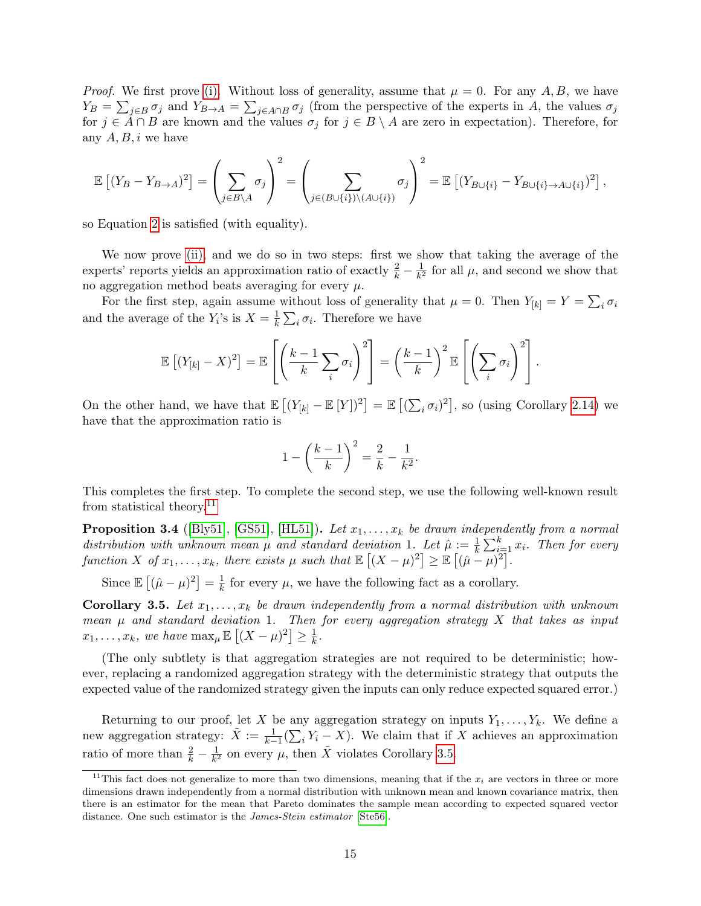*Proof.* We first prove (i). Without loss of generality, assume that $\mu = 0$. For any $A, B$, we have $Y_B = \sum_{j \in B} \sigma_j$ and $Y_{B \to A} = \sum_{j \in A \cap B} \sigma_j$ (from the perspective of the experts in $A$, the values $\sigma_j$ for $j \in A \cap B$ are known and the values $\sigma_j$ for $j \in B \setminus A$ are zero in expectation). Therefore, for any $A, B, i$ we have

$$\mathbb{E}\left[(Y_B - Y_{B \to A})^2\right] = \left(\sum_{j \in B \setminus A} \sigma_j\right)^2 = \left(\sum_{j \in (B \cup \{i\}) \setminus (A \cup \{i\})} \sigma_j\right)^2 = \mathbb{E}\left[(Y_{B \cup \{i\}} - Y_{B \cup \{i\} \to A \cup \{i\}})^2\right],$$

so Equation 2 is satisfied (with equality).

We now prove (ii), and we do so in two steps: first we show that taking the average of the experts' reports yields an approximation ratio of exactly $\frac{2}{k} - \frac{1}{k^2}$ for all $\mu$, and second we show that no aggregation method beats averaging for every $\mu$.

For the first step, again assume without loss of generality that $\mu = 0$. Then $Y_{[k]} = Y = \sum_i \sigma_i$ and the average of the $Y_i$'s is $X = \frac{1}{k} \sum_i \sigma_i$. Therefore we have

$$\mathbb{E}\left[(Y_{[k]} - X)^2\right] = \mathbb{E}\left[\left(\frac{k-1}{k} \sum_i \sigma_i\right)^2\right] = \left(\frac{k-1}{k}\right)^2 \mathbb{E}\left[\left(\sum_i \sigma_i\right)^2\right].$$

On the other hand, we have that $\mathbb{E}\left[(Y_{[k]} - \mathbb{E}[Y])^2\right] = \mathbb{E}\left[(\sum_i \sigma_i)^2\right]$, so (using Corollary 2.14) we have that the approximation ratio is

$$1 - \left(\frac{k-1}{k}\right)^2 = \frac{2}{k} - \frac{1}{k^2}.$$

This completes the first step. To complete the second step, we use the following well-known result from statistical theory.[11]

**Proposition 3.4** ([Bly51], [GS51], [HL51]). *Let $x_1, \dots, x_k$ be drawn independently from a normal distribution with unknown mean $\mu$ and standard deviation 1. Let $\hat{\mu} := \frac{1}{k} \sum_{i=1}^k x_i$. Then for every function $X$ of $x_1, \dots, x_k$, there exists $\mu$ such that $\mathbb{E}\left[(X - \mu)^2\right] \geq \mathbb{E}\left[(\hat{\mu} - \mu)^2\right]$.*

Since $\mathbb{E}\left[(\hat{\mu} - \mu)^2\right] = \frac{1}{k}$ for every $\mu$, we have the following fact as a corollary.

**Corollary 3.5.** *Let $x_1, \dots, x_k$ be drawn independently from a normal distribution with unknown mean $\mu$ and standard deviation 1. Then for every aggregation strategy $X$ that takes as input $x_1, \dots, x_k$, we have $\max_\mu \mathbb{E}\left[(X - \mu)^2\right] \geq \frac{1}{k}$.*

(The only subtlety is that aggregation strategies are not required to be deterministic; however, replacing a randomized aggregation strategy with the deterministic strategy that outputs the expected value of the randomized strategy given the inputs can only reduce expected squared error.)

Returning to our proof, let $X$ be any aggregation strategy on inputs $Y_1, \dots, Y_k$. We define a new aggregation strategy: $\tilde{X} := \frac{1}{k-1}(\sum_i Y_i - X)$. We claim that if $X$ achieves an approximation ratio of more than $\frac{2}{k} - \frac{1}{k^2}$ on every $\mu$, then $\tilde{X}$ violates Corollary 3.5.

[11] This fact does not generalize to more than two dimensions, meaning that if the $x_i$ are vectors in three or more dimensions drawn independently from a normal distribution with unknown mean and known covariance matrix, then there is an estimator for the mean that Pareto dominates the sample mean according to expected squared vector distance. One such estimator is the *James-Stein estimator* [Ste56].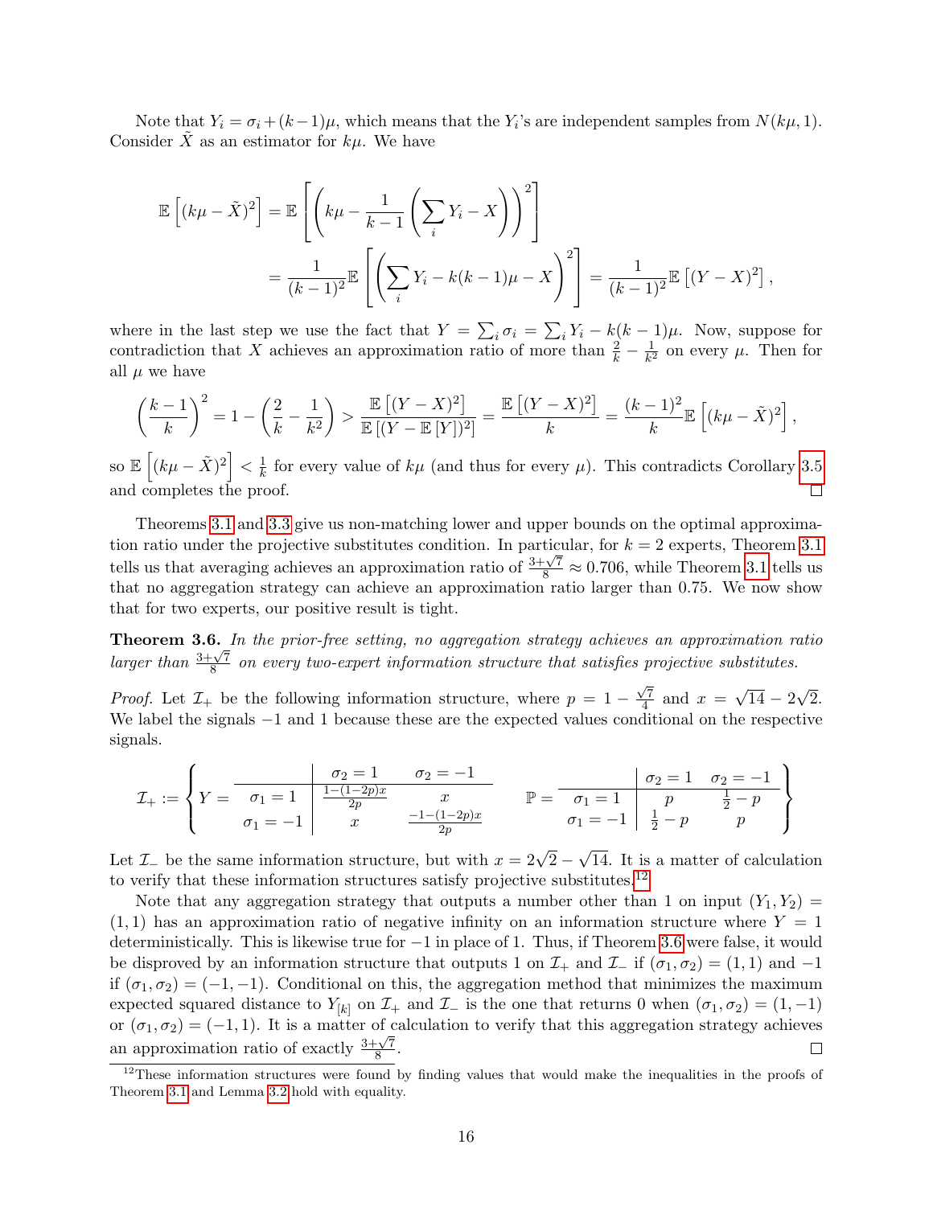Note that $Y_i = \sigma_i + (k-1)\mu$, which means that the $Y_i$'s are independent samples from $N(k\mu, 1)$. Consider $\tilde{X}$ as an estimator for $k\mu$. We have

$$\mathbb{E}\left[(k\mu - \tilde{X})^2\right] = \mathbb{E}\left[\left(k\mu - \frac{1}{k-1}\left(\sum_i Y_i - X\right)\right)^2\right]$$
$$= \frac{1}{(k-1)^2}\mathbb{E}\left[\left(\sum_i Y_i - k(k-1)\mu - X\right)^2\right] = \frac{1}{(k-1)^2}\mathbb{E}\left[(Y-X)^2\right],$$

where in the last step we use the fact that $Y = \sum_i \sigma_i = \sum_i Y_i - k(k-1)\mu$. Now, suppose for contradiction that $X$ achieves an approximation ratio of more than $\frac{2}{k} - \frac{1}{k^2}$ on every $\mu$. Then for all $\mu$ we have

$$\left(\frac{k-1}{k}\right)^2 = 1 - \left(\frac{2}{k} - \frac{1}{k^2}\right) > \frac{\mathbb{E}\left[(Y-X)^2\right]}{\mathbb{E}\left[(Y - \mathbb{E}\left[Y\right])^2\right]} = \frac{\mathbb{E}\left[(Y-X)^2\right]}{k} = \frac{(k-1)^2}{k}\mathbb{E}\left[(k\mu - \tilde{X})^2\right],$$

so $\mathbb{E}\left[(k\mu - \tilde{X})^2\right] < \frac{1}{k}$ for every value of $k\mu$ (and thus for every $\mu$). This contradicts Corollary 3.5 and completes the proof. ∎

Theorems 3.1 and 3.3 give us non-matching lower and upper bounds on the optimal approximation ratio under the projective substitutes condition. In particular, for $k = 2$ experts, Theorem 3.1 tells us that averaging achieves an approximation ratio of $\frac{3+\sqrt{7}}{8} \approx 0.706$, while Theorem 3.1 tells us that no aggregation strategy can achieve an approximation ratio larger than 0.75. We now show that for two experts, our positive result is tight.

**Theorem 3.6.** *In the prior-free setting, no aggregation strategy achieves an approximation ratio larger than $\frac{3+\sqrt{7}}{8}$ on every two-expert information structure that satisfies projective substitutes.*

*Proof.* Let $\mathcal{I}_+$ be the following information structure, where $p = 1 - \frac{\sqrt{7}}{4}$ and $x = \sqrt{14} - 2\sqrt{2}$. We label the signals $-1$ and $1$ because these are the expected values conditional on the respective signals.

$$\mathcal{I}_+ := \left\{ Y = \begin{array}{c|cc} & \sigma_2 = 1 & \sigma_2 = -1 \\ \hline \sigma_1 = 1 & \frac{1-(1-2p)x}{2p} & x \\ \sigma_1 = -1 & x & \frac{-1-(1-2p)x}{2p} \end{array} \qquad \mathbb{P} = \begin{array}{c|cc} & \sigma_2 = 1 & \sigma_2 = -1 \\ \hline \sigma_1 = 1 & p & \frac{1}{2} - p \\ \sigma_1 = -1 & \frac{1}{2} - p & p \end{array} \right\}$$

Let $\mathcal{I}_-$ be the same information structure, but with $x = 2\sqrt{2} - \sqrt{14}$. It is a matter of calculation to verify that these information structures satisfy projective substitutes.[12]

Note that any aggregation strategy that outputs a number other than 1 on input $(Y_1, Y_2) = (1, 1)$ has an approximation ratio of negative infinity on an information structure where $Y = 1$ deterministically. This is likewise true for $-1$ in place of 1. Thus, if Theorem 3.6 were false, it would be disproved by an information structure that outputs 1 on $\mathcal{I}_+$ and $\mathcal{I}_-$ if $(\sigma_1, \sigma_2) = (1, 1)$ and $-1$ if $(\sigma_1, \sigma_2) = (-1, -1)$. Conditional on this, the aggregation method that minimizes the maximum expected squared distance to $Y_{[k]}$ on $\mathcal{I}_+$ and $\mathcal{I}_-$ is the one that returns 0 when $(\sigma_1, \sigma_2) = (1, -1)$ or $(\sigma_1, \sigma_2) = (-1, 1)$. It is a matter of calculation to verify that this aggregation strategy achieves an approximation ratio of exactly $\frac{3+\sqrt{7}}{8}$. ∎

[12] These information structures were found by finding values that would make the inequalities in the proofs of Theorem 3.1 and Lemma 3.2 hold with equality.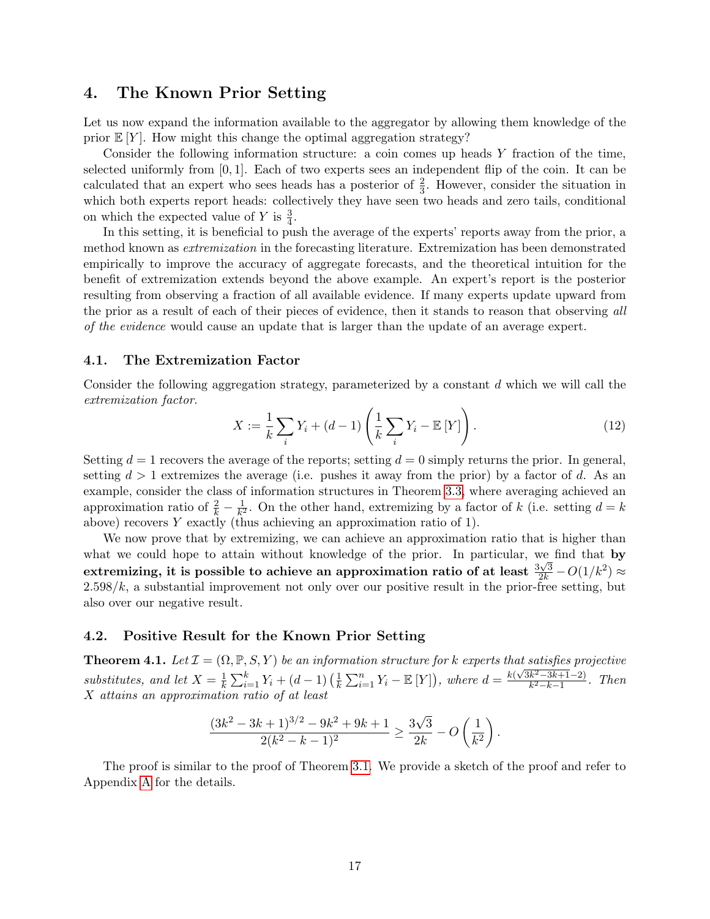## 4. The Known Prior Setting

Let us now expand the information available to the aggregator by allowing them knowledge of the prior $\mathbb{E}[Y]$. How might this change the optimal aggregation strategy?

Consider the following information structure: a coin comes up heads $Y$ fraction of the time, selected uniformly from $[0, 1]$. Each of two experts sees an independent flip of the coin. It can be calculated that an expert who sees heads has a posterior of $\frac{2}{3}$. However, consider the situation in which both experts report heads: collectively they have seen two heads and zero tails, conditional on which the expected value of $Y$ is $\frac{3}{4}$.

In this setting, it is beneficial to push the average of the experts' reports away from the prior, a method known as *extremization* in the forecasting literature. Extremization has been demonstrated empirically to improve the accuracy of aggregate forecasts, and the theoretical intuition for the benefit of extremization extends beyond the above example. An expert's report is the posterior resulting from observing a fraction of all available evidence. If many experts update upward from the prior as a result of each of their pieces of evidence, then it stands to reason that observing *all of the evidence* would cause an update that is larger than the update of an average expert.

### 4.1. The Extremization Factor

Consider the following aggregation strategy, parameterized by a constant $d$ which we will call the *extremization factor*.

$$X := \frac{1}{k}\sum_i Y_i + (d-1)\left(\frac{1}{k}\sum_i Y_i - \mathbb{E}[Y]\right). \tag{12}$$

Setting $d = 1$ recovers the average of the reports; setting $d = 0$ simply returns the prior. In general, setting $d > 1$ extremizes the average (i.e. pushes it away from the prior) by a factor of $d$. As an example, consider the class of information structures in Theorem 3.3, where averaging achieved an approximation ratio of $\frac{2}{k} - \frac{1}{k^2}$. On the other hand, extremizing by a factor of $k$ (i.e. setting $d = k$ above) recovers $Y$ exactly (thus achieving an approximation ratio of 1).

We now prove that by extremizing, we can achieve an approximation ratio that is higher than what we could hope to attain without knowledge of the prior. In particular, we find that **by extremizing, it is possible to achieve an approximation ratio of at least $\frac{3\sqrt{3}}{2k} - O(1/k^2) \approx 2.598/k$**, a substantial improvement not only over our positive result in the prior-free setting, but also over our negative result.

### 4.2. Positive Result for the Known Prior Setting

**Theorem 4.1.** *Let $\mathcal{I} = (\Omega, \mathbb{P}, S, Y)$ be an information structure for $k$ experts that satisfies projective substitutes, and let $X = \frac{1}{k}\sum_{i=1}^{k} Y_i + (d-1)\left(\frac{1}{k}\sum_{i=1}^{n} Y_i - \mathbb{E}[Y]\right)$, where $d = \frac{k(\sqrt{3k^2-3k+1}-2)}{k^2-k-1}$. Then $X$ attains an approximation ratio of at least*

$$\frac{(3k^2-3k+1)^{3/2} - 9k^2 + 9k + 1}{2(k^2-k-1)^2} \geq \frac{3\sqrt{3}}{2k} - O\left(\frac{1}{k^2}\right).$$

The proof is similar to the proof of Theorem 3.1. We provide a sketch of the proof and refer to Appendix A for the details.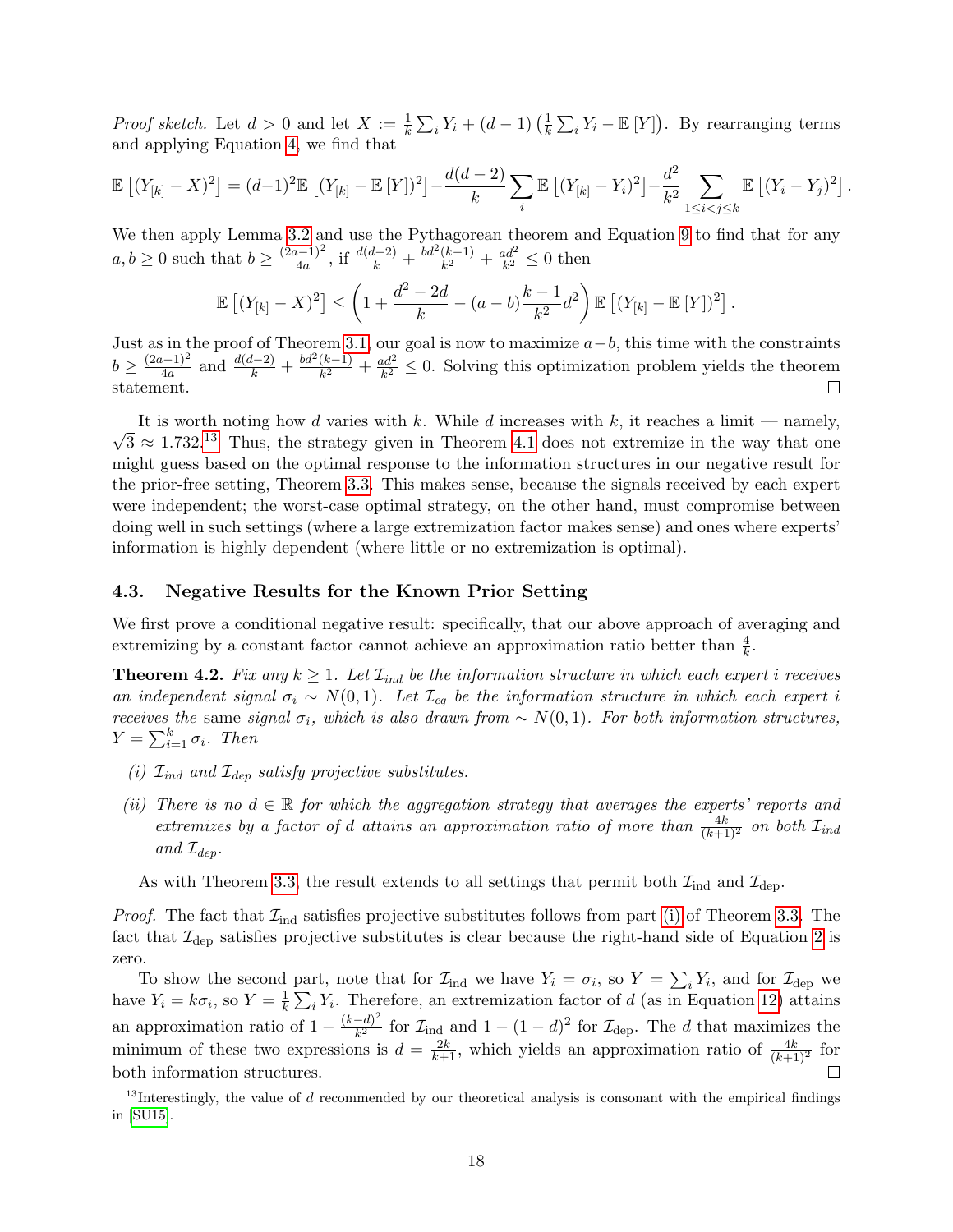*Proof sketch.* Let $d > 0$ and let $X := \frac{1}{k}\sum_i Y_i + (d-1)\left(\frac{1}{k}\sum_i Y_i - \mathbb{E}[Y]\right)$. By rearranging terms and applying Equation 4, we find that

$$\mathbb{E}\left[(Y_{[k]} - X)^2\right] = (d-1)^2 \mathbb{E}\left[(Y_{[k]} - \mathbb{E}[Y])^2\right] - \frac{d(d-2)}{k}\sum_i \mathbb{E}\left[(Y_{[k]} - Y_i)^2\right] - \frac{d^2}{k^2}\sum_{1 \le i < j \le k} \mathbb{E}\left[(Y_i - Y_j)^2\right].$$

We then apply Lemma 3.2 and use the Pythagorean theorem and Equation 9 to find that for any $a, b \ge 0$ such that $b \ge \frac{(2a-1)^2}{4a}$, if $\frac{d(d-2)}{k} + \frac{bd^2(k-1)}{k^2} + \frac{ad^2}{k^2} \le 0$ then

$$\mathbb{E}\left[(Y_{[k]} - X)^2\right] \le \left(1 + \frac{d^2 - 2d}{k} - (a-b)\frac{k-1}{k^2}d^2\right)\mathbb{E}\left[(Y_{[k]} - \mathbb{E}[Y])^2\right].$$

Just as in the proof of Theorem 3.1, our goal is now to maximize $a - b$, this time with the constraints $b \ge \frac{(2a-1)^2}{4a}$ and $\frac{d(d-2)}{k} + \frac{bd^2(k-1)}{k^2} + \frac{ad^2}{k^2} \le 0$. Solving this optimization problem yields the theorem statement. □

It is worth noting how $d$ varies with $k$. While $d$ increases with $k$, it reaches a limit — namely, $\sqrt{3} \approx 1.732$.[13] Thus, the strategy given in Theorem 4.1 does not extremize in the way that one might guess based on the optimal response to the information structures in our negative result for the prior-free setting, Theorem 3.3. This makes sense, because the signals received by each expert were independent; the worst-case optimal strategy, on the other hand, must compromise between doing well in such settings (where a large extremization factor makes sense) and ones where experts' information is highly dependent (where little or no extremization is optimal).

### 4.3. Negative Results for the Known Prior Setting

We first prove a conditional negative result: specifically, that our above approach of averaging and extremizing by a constant factor cannot achieve an approximation ratio better than $\frac{4}{k}$.

**Theorem 4.2.** *Fix any $k \ge 1$. Let $\mathcal{I}_{ind}$ be the information structure in which each expert $i$ receives an independent signal $\sigma_i \sim N(0,1)$. Let $\mathcal{I}_{eq}$ be the information structure in which each expert $i$ receives* the same *signal $\sigma_i$, which is also drawn from $\sim N(0,1)$. For both information structures, $Y = \sum_{i=1}^k \sigma_i$. Then*

*(i) $\mathcal{I}_{ind}$ and $\mathcal{I}_{dep}$ satisfy projective substitutes.*

*(ii) There is no $d \in \mathbb{R}$ for which the aggregation strategy that averages the experts' reports and extremizes by a factor of $d$ attains an approximation ratio of more than $\frac{4k}{(k+1)^2}$ on both $\mathcal{I}_{ind}$ and $\mathcal{I}_{dep}$.*

As with Theorem 3.3, the result extends to all settings that permit both $\mathcal{I}_{\text{ind}}$ and $\mathcal{I}_{\text{dep}}$.

*Proof.* The fact that $\mathcal{I}_{\text{ind}}$ satisfies projective substitutes follows from part (i) of Theorem 3.3. The fact that $\mathcal{I}_{\text{dep}}$ satisfies projective substitutes is clear because the right-hand side of Equation 2 is zero.

To show the second part, note that for $\mathcal{I}_{\text{ind}}$ we have $Y_i = \sigma_i$, so $Y = \sum_i Y_i$, and for $\mathcal{I}_{\text{dep}}$ we have $Y_i = k\sigma_i$, so $Y = \frac{1}{k}\sum_i Y_i$. Therefore, an extremization factor of $d$ (as in Equation 12) attains an approximation ratio of $1 - \frac{(k-d)^2}{k^2}$ for $\mathcal{I}_{\text{ind}}$ and $1 - (1-d)^2$ for $\mathcal{I}_{\text{dep}}$. The $d$ that maximizes the minimum of these two expressions is $d = \frac{2k}{k+1}$, which yields an approximation ratio of $\frac{4k}{(k+1)^2}$ for both information structures. □

[13] Interestingly, the value of $d$ recommended by our theoretical analysis is consonant with the empirical findings in [SU15].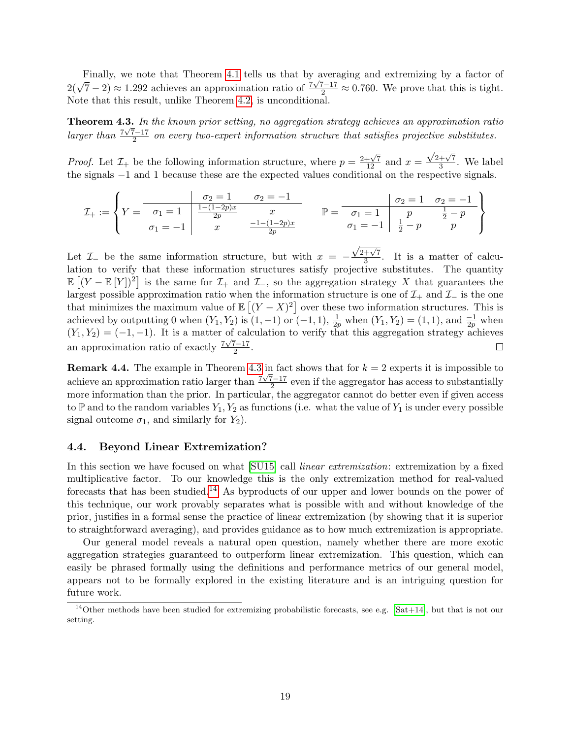Finally, we note that Theorem 4.1 tells us that by averaging and extremizing by a factor of $2(\sqrt{7}-2) \approx 1.292$ achieves an approximation ratio of $\frac{7\sqrt{7}-17}{2} \approx 0.760$. We prove that this is tight. Note that this result, unlike Theorem 4.2, is unconditional.

**Theorem 4.3.** *In the known prior setting, no aggregation strategy achieves an approximation ratio larger than $\frac{7\sqrt{7}-17}{2}$ on every two-expert information structure that satisfies projective substitutes.*

*Proof.* Let $\mathcal{I}_+$ be the following information structure, where $p = \frac{2+\sqrt{7}}{12}$ and $x = \frac{\sqrt{2+\sqrt{7}}}{3}$. We label the signals $-1$ and $1$ because these are the expected values conditional on the respective signals.

$$\mathcal{I}_+ := \left\{ Y = \begin{array}{c|cc} & \sigma_2 = 1 & \sigma_2 = -1 \\ \hline \sigma_1 = 1 & \frac{1-(1-2p)x}{2p} & x \\ \sigma_1 = -1 & x & \frac{-1-(1-2p)x}{2p} \end{array} \qquad \mathbb{P} = \begin{array}{c|cc} & \sigma_2 = 1 & \sigma_2 = -1 \\ \hline \sigma_1 = 1 & p & \frac{1}{2} - p \\ \sigma_1 = -1 & \frac{1}{2} - p & p \end{array} \right\}$$

Let $\mathcal{I}_-$ be the same information structure, but with $x = -\frac{\sqrt{2+\sqrt{7}}}{3}$. It is a matter of calculation to verify that these information structures satisfy projective substitutes. The quantity $\mathbb{E}\left[(Y - \mathbb{E}[Y])^2\right]$ is the same for $\mathcal{I}_+$ and $\mathcal{I}_-$, so the aggregation strategy $X$ that guarantees the largest possible approximation ratio when the information structure is one of $\mathcal{I}_+$ and $\mathcal{I}_-$ is the one that minimizes the maximum value of $\mathbb{E}\left[(Y - X)^2\right]$ over these two information structures. This is achieved by outputting 0 when $(Y_1, Y_2)$ is $(1, -1)$ or $(-1, 1)$, $\frac{1}{2p}$ when $(Y_1, Y_2) = (1, 1)$, and $\frac{-1}{2p}$ when $(Y_1, Y_2) = (-1, -1)$. It is a matter of calculation to verify that this aggregation strategy achieves an approximation ratio of exactly $\frac{7\sqrt{7}-17}{2}$. □

**Remark 4.4.** The example in Theorem 4.3 in fact shows that for $k = 2$ experts it is impossible to achieve an approximation ratio larger than $\frac{7\sqrt{7}-17}{2}$ even if the aggregator has access to substantially more information than the prior. In particular, the aggregator cannot do better even if given access to $\mathbb{P}$ and to the random variables $Y_1, Y_2$ as functions (i.e. what the value of $Y_1$ is under every possible signal outcome $\sigma_1$, and similarly for $Y_2$).

## 4.4. Beyond Linear Extremization?

In this section we have focused on what [SU15] call *linear extremization*: extremization by a fixed multiplicative factor. To our knowledge this is the only extremization method for real-valued forecasts that has been studied.[14] As byproducts of our upper and lower bounds on the power of this technique, our work provably separates what is possible with and without knowledge of the prior, justifies in a formal sense the practice of linear extremization (by showing that it is superior to straightforward averaging), and provides guidance as to how much extremization is appropriate.

Our general model reveals a natural open question, namely whether there are more exotic aggregation strategies guaranteed to outperform linear extremization. This question, which can easily be phrased formally using the definitions and performance metrics of our general model, appears not to be formally explored in the existing literature and is an intriguing question for future work.

[14] Other methods have been studied for extremizing probabilistic forecasts, see e.g. [Sat+14], but that is not our setting.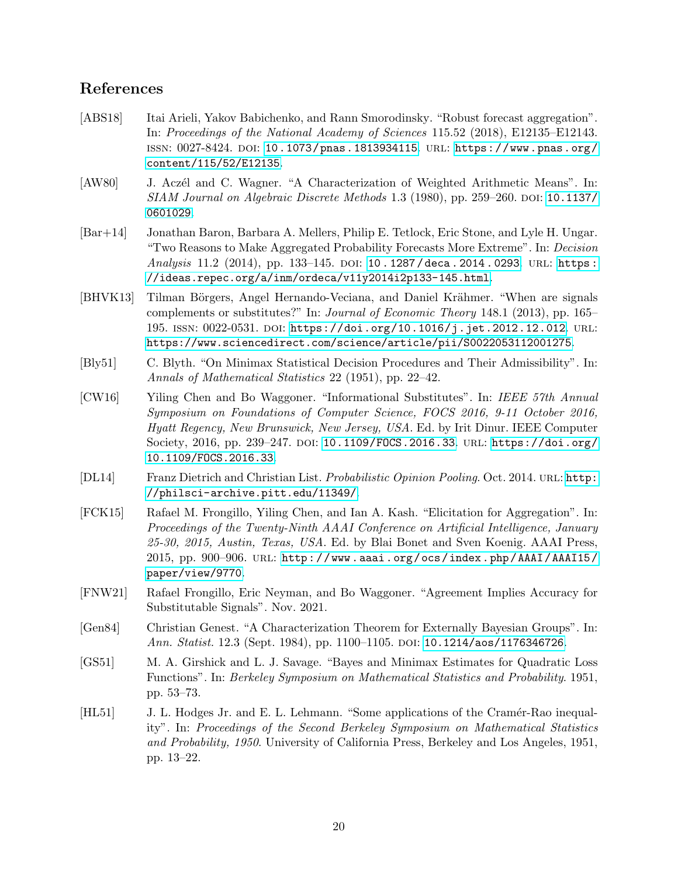## References

[ABS18] Itai Arieli, Yakov Babichenko, and Rann Smorodinsky. "Robust forecast aggregation". In: *Proceedings of the National Academy of Sciences* 115.52 (2018), E12135–E12143. ISSN: 0027-8424. DOI: 10.1073/pnas.1813934115. URL: https://www.pnas.org/content/115/52/E12135.

[AW80] J. Aczél and C. Wagner. "A Characterization of Weighted Arithmetic Means". In: *SIAM Journal on Algebraic Discrete Methods* 1.3 (1980), pp. 259–260. DOI: 10.1137/0601029.

[Bar+14] Jonathan Baron, Barbara A. Mellers, Philip E. Tetlock, Eric Stone, and Lyle H. Ungar. "Two Reasons to Make Aggregated Probability Forecasts More Extreme". In: *Decision Analysis* 11.2 (2014), pp. 133–145. DOI: 10.1287/deca.2014.0293. URL: https://ideas.repec.org/a/inm/ordeca/v11y2014i2p133-145.html.

[BHVK13] Tilman Börgers, Angel Hernando-Veciana, and Daniel Krähmer. "When are signals complements or substitutes?" In: *Journal of Economic Theory* 148.1 (2013), pp. 165–195. ISSN: 0022-0531. DOI: https://doi.org/10.1016/j.jet.2012.12.012. URL: https://www.sciencedirect.com/science/article/pii/S0022053112001275.

[Bly51] C. Blyth. "On Minimax Statistical Decision Procedures and Their Admissibility". In: *Annals of Mathematical Statistics* 22 (1951), pp. 22–42.

[CW16] Yiling Chen and Bo Waggoner. "Informational Substitutes". In: *IEEE 57th Annual Symposium on Foundations of Computer Science, FOCS 2016, 9-11 October 2016, Hyatt Regency, New Brunswick, New Jersey, USA*. Ed. by Irit Dinur. IEEE Computer Society, 2016, pp. 239–247. DOI: 10.1109/FOCS.2016.33. URL: https://doi.org/10.1109/FOCS.2016.33.

[DL14] Franz Dietrich and Christian List. *Probabilistic Opinion Pooling*. Oct. 2014. URL: http://philsci-archive.pitt.edu/11349/.

[FCK15] Rafael M. Frongillo, Yiling Chen, and Ian A. Kash. "Elicitation for Aggregation". In: *Proceedings of the Twenty-Ninth AAAI Conference on Artificial Intelligence, January 25-30, 2015, Austin, Texas, USA*. Ed. by Blai Bonet and Sven Koenig. AAAI Press, 2015, pp. 900–906. URL: http://www.aaai.org/ocs/index.php/AAAI/AAAI15/paper/view/9770.

[FNW21] Rafael Frongillo, Eric Neyman, and Bo Waggoner. "Agreement Implies Accuracy for Substitutable Signals". Nov. 2021.

[Gen84] Christian Genest. "A Characterization Theorem for Externally Bayesian Groups". In: *Ann. Statist.* 12.3 (Sept. 1984), pp. 1100–1105. DOI: 10.1214/aos/1176346726.

[GS51] M. A. Girshick and L. J. Savage. "Bayes and Minimax Estimates for Quadratic Loss Functions". In: *Berkeley Symposium on Mathematical Statistics and Probability*. 1951, pp. 53–73.

[HL51] J. L. Hodges Jr. and E. L. Lehmann. "Some applications of the Cramér-Rao inequality". In: *Proceedings of the Second Berkeley Symposium on Mathematical Statistics and Probability, 1950*. University of California Press, Berkeley and Los Angeles, 1951, pp. 13–22.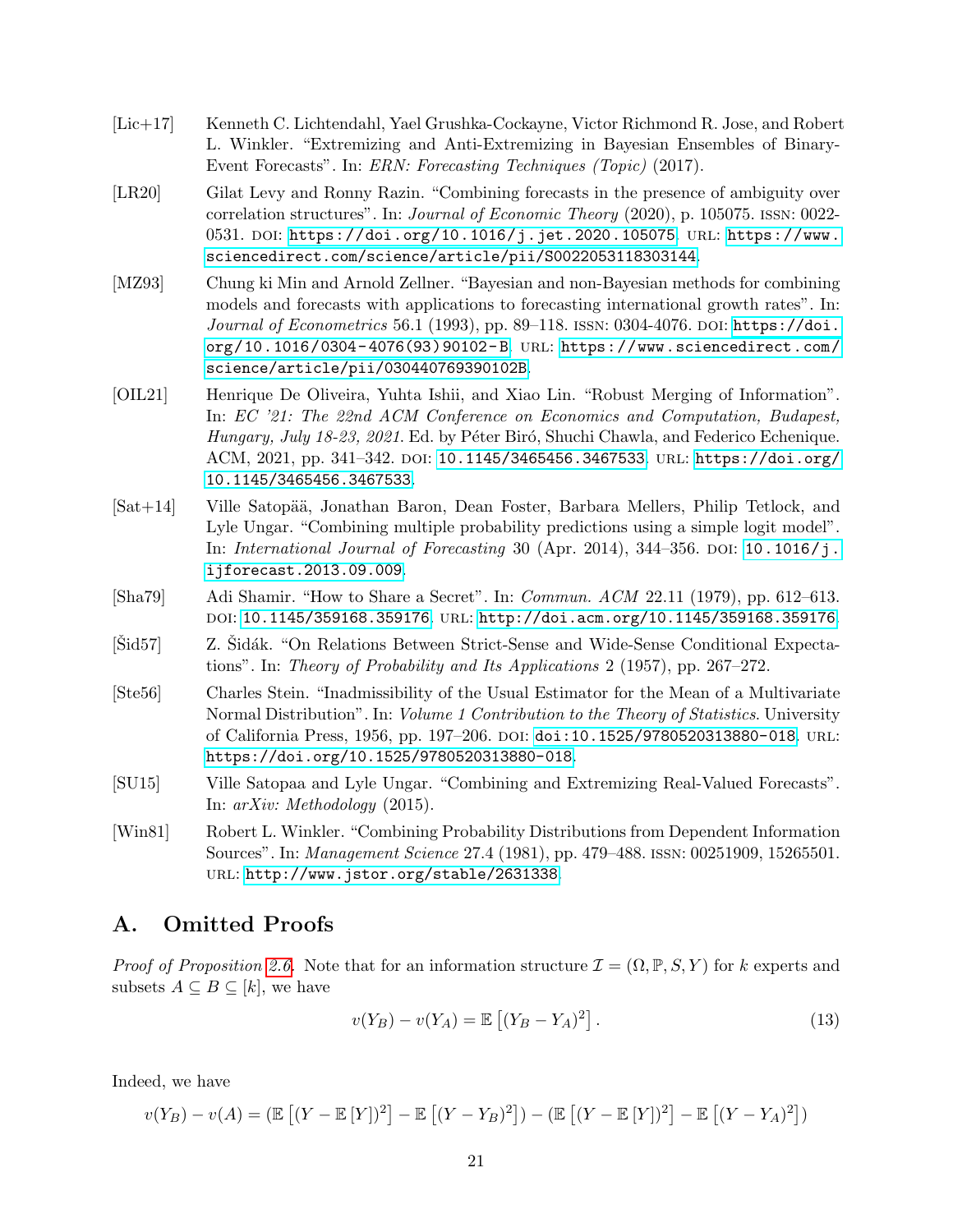[Lic+17] Kenneth C. Lichtendahl, Yael Grushka-Cockayne, Victor Richmond R. Jose, and Robert L. Winkler. "Extremizing and Anti-Extremizing in Bayesian Ensembles of Binary-Event Forecasts". In: *ERN: Forecasting Techniques (Topic)* (2017).

[LR20] Gilat Levy and Ronny Razin. "Combining forecasts in the presence of ambiguity over correlation structures". In: *Journal of Economic Theory* (2020), p. 105075. ISSN: 0022-0531. DOI: https://doi.org/10.1016/j.jet.2020.105075. URL: https://www.sciencedirect.com/science/article/pii/S0022053118303144.

[MZ93] Chung ki Min and Arnold Zellner. "Bayesian and non-Bayesian methods for combining models and forecasts with applications to forecasting international growth rates". In: *Journal of Econometrics* 56.1 (1993), pp. 89–118. ISSN: 0304-4076. DOI: https://doi.org/10.1016/0304-4076(93)90102-B. URL: https://www.sciencedirect.com/science/article/pii/030440769390102B.

[OIL21] Henrique De Oliveira, Yuhta Ishii, and Xiao Lin. "Robust Merging of Information". In: *EC '21: The 22nd ACM Conference on Economics and Computation, Budapest, Hungary, July 18-23, 2021*. Ed. by Péter Biró, Shuchi Chawla, and Federico Echenique. ACM, 2021, pp. 341–342. DOI: 10.1145/3465456.3467533. URL: https://doi.org/10.1145/3465456.3467533.

[Sat+14] Ville Satopää, Jonathan Baron, Dean Foster, Barbara Mellers, Philip Tetlock, and Lyle Ungar. "Combining multiple probability predictions using a simple logit model". In: *International Journal of Forecasting* 30 (Apr. 2014), 344–356. DOI: 10.1016/j.ijforecast.2013.09.009.

[Sha79] Adi Shamir. "How to Share a Secret". In: *Commun. ACM* 22.11 (1979), pp. 612–613. DOI: 10.1145/359168.359176. URL: http://doi.acm.org/10.1145/359168.359176.

[Šid57] Z. Šidák. "On Relations Between Strict-Sense and Wide-Sense Conditional Expectations". In: *Theory of Probability and Its Applications* 2 (1957), pp. 267–272.

[Ste56] Charles Stein. "Inadmissibility of the Usual Estimator for the Mean of a Multivariate Normal Distribution". In: *Volume 1 Contribution to the Theory of Statistics*. University of California Press, 1956, pp. 197–206. DOI: doi:10.1525/9780520313880-018. URL: https://doi.org/10.1525/9780520313880-018.

[SU15] Ville Satopaa and Lyle Ungar. "Combining and Extremizing Real-Valued Forecasts". In: *arXiv: Methodology* (2015).

[Win81] Robert L. Winkler. "Combining Probability Distributions from Dependent Information Sources". In: *Management Science* 27.4 (1981), pp. 479–488. ISSN: 00251909, 15265501. URL: http://www.jstor.org/stable/2631338.

# A. Omitted Proofs

*Proof of Proposition 2.6.* Note that for an information structure $\mathcal{I} = (\Omega, \mathbb{P}, S, Y)$ for $k$ experts and subsets $A \subseteq B \subseteq [k]$, we have

$$v(Y_B) - v(Y_A) = \mathbb{E}\left[(Y_B - Y_A)^2\right]. \tag{13}$$

Indeed, we have

$$v(Y_B) - v(A) = (\mathbb{E}\left[(Y - \mathbb{E}\left[Y\right])^2\right] - \mathbb{E}\left[(Y - Y_B)^2\right]) - (\mathbb{E}\left[(Y - \mathbb{E}\left[Y\right])^2\right] - \mathbb{E}\left[(Y - Y_A)^2\right])$$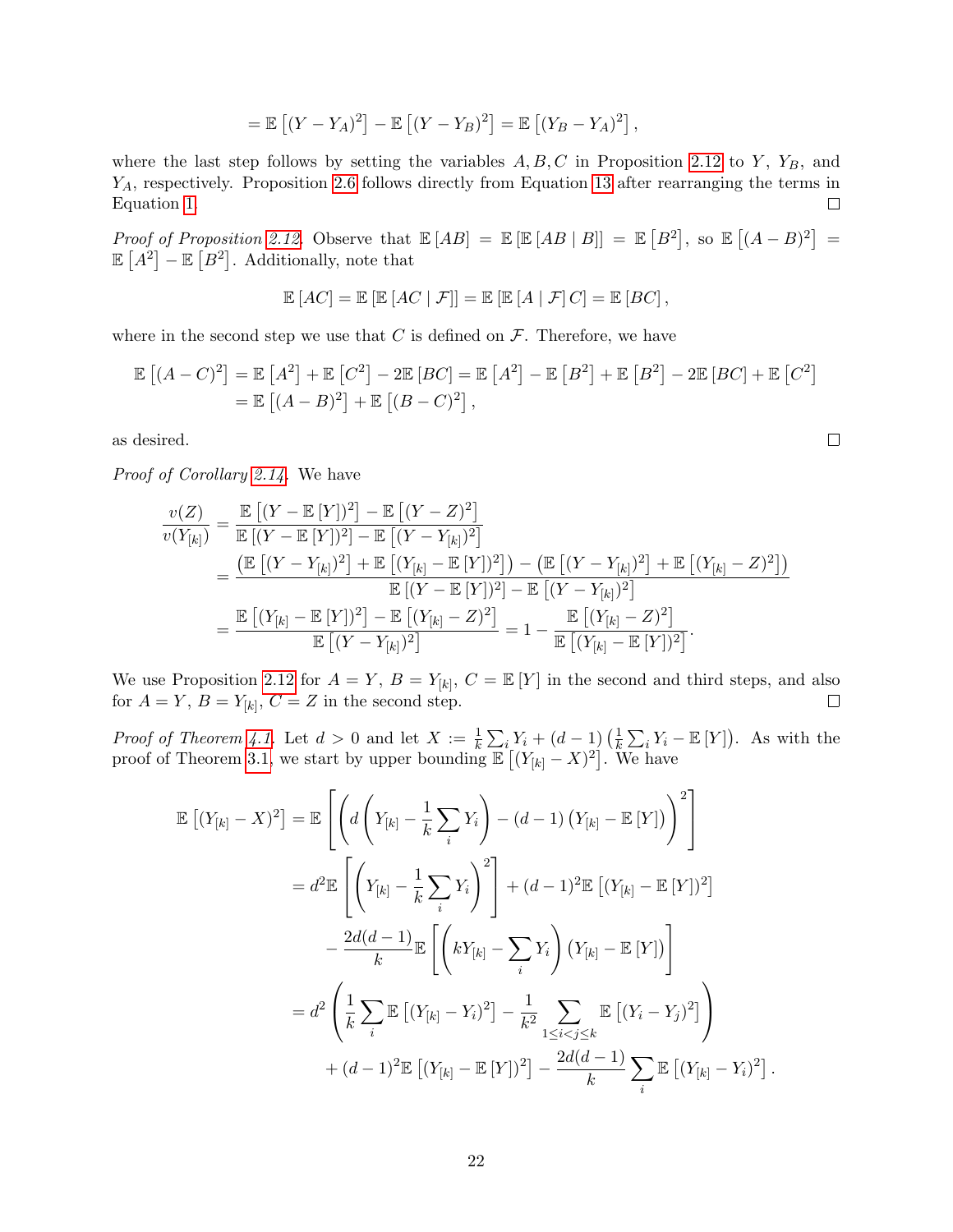$$= \mathbb{E}\left[(Y - Y_A)^2\right] - \mathbb{E}\left[(Y - Y_B)^2\right] = \mathbb{E}\left[(Y_B - Y_A)^2\right],$$

where the last step follows by setting the variables $A, B, C$ in Proposition 2.12 to $Y$, $Y_B$, and $Y_A$, respectively. Proposition 2.6 follows directly from Equation 13 after rearranging the terms in Equation 1. ☐

*Proof of Proposition 2.12.* Observe that $\mathbb{E}[AB] = \mathbb{E}[\mathbb{E}[AB \mid B]] = \mathbb{E}[B^2]$, so $\mathbb{E}\left[(A - B)^2\right] = \mathbb{E}\left[A^2\right] - \mathbb{E}\left[B^2\right]$. Additionally, note that

$$\mathbb{E}[AC] = \mathbb{E}[\mathbb{E}[AC \mid \mathcal{F}]] = \mathbb{E}[\mathbb{E}[A \mid \mathcal{F}] C] = \mathbb{E}[BC],$$

where in the second step we use that $C$ is defined on $\mathcal{F}$. Therefore, we have

$$\begin{aligned}
\mathbb{E}\left[(A - C)^2\right] &= \mathbb{E}\left[A^2\right] + \mathbb{E}\left[C^2\right] - 2\mathbb{E}[BC] = \mathbb{E}\left[A^2\right] - \mathbb{E}\left[B^2\right] + \mathbb{E}\left[B^2\right] - 2\mathbb{E}[BC] + \mathbb{E}\left[C^2\right] \\
&= \mathbb{E}\left[(A - B)^2\right] + \mathbb{E}\left[(B - C)^2\right],
\end{aligned}$$

as desired. ☐

*Proof of Corollary 2.14.* We have

$$\begin{aligned}
\frac{v(Z)}{v(Y_{[k]})} &= \frac{\mathbb{E}\left[(Y - \mathbb{E}[Y])^2\right] - \mathbb{E}\left[(Y - Z)^2\right]}{\mathbb{E}\left[(Y - \mathbb{E}[Y])^2\right] - \mathbb{E}\left[(Y - Y_{[k]})^2\right]} \\
&= \frac{\left(\mathbb{E}\left[(Y - Y_{[k]})^2\right] + \mathbb{E}\left[(Y_{[k]} - \mathbb{E}[Y])^2\right]\right) - \left(\mathbb{E}\left[(Y - Y_{[k]})^2\right] + \mathbb{E}\left[(Y_{[k]} - Z)^2\right]\right)}{\mathbb{E}\left[(Y - \mathbb{E}[Y])^2\right] - \mathbb{E}\left[(Y - Y_{[k]})^2\right]} \\
&= \frac{\mathbb{E}\left[(Y_{[k]} - \mathbb{E}[Y])^2\right] - \mathbb{E}\left[(Y_{[k]} - Z)^2\right]}{\mathbb{E}\left[(Y - Y_{[k]})^2\right]} = 1 - \frac{\mathbb{E}\left[(Y_{[k]} - Z)^2\right]}{\mathbb{E}\left[(Y_{[k]} - \mathbb{E}[Y])^2\right]}.
\end{aligned}$$

We use Proposition 2.12 for $A = Y$, $B = Y_{[k]}$, $C = \mathbb{E}[Y]$ in the second and third steps, and also for $A = Y$, $B = Y_{[k]}$, $C = Z$ in the second step. ☐

*Proof of Theorem 4.1.* Let $d > 0$ and let $X := \frac{1}{k}\sum_i Y_i + (d-1)\left(\frac{1}{k}\sum_i Y_i - \mathbb{E}[Y]\right)$. As with the proof of Theorem 3.1, we start by upper bounding $\mathbb{E}\left[(Y_{[k]} - X)^2\right]$. We have

$$\begin{aligned}
\mathbb{E}\left[(Y_{[k]} - X)^2\right] &= \mathbb{E}\left[\left(d\left(Y_{[k]} - \frac{1}{k}\sum_i Y_i\right) - (d-1)\left(Y_{[k]} - \mathbb{E}[Y]\right)\right)^2\right] \\
&= d^2\mathbb{E}\left[\left(Y_{[k]} - \frac{1}{k}\sum_i Y_i\right)^2\right] + (d-1)^2\mathbb{E}\left[(Y_{[k]} - \mathbb{E}[Y])^2\right] \\
&\quad - \frac{2d(d-1)}{k}\mathbb{E}\left[\left(kY_{[k]} - \sum_i Y_i\right)\left(Y_{[k]} - \mathbb{E}[Y]\right)\right] \\
&= d^2\left(\frac{1}{k}\sum_i \mathbb{E}\left[(Y_{[k]} - Y_i)^2\right] - \frac{1}{k^2}\sum_{1 \le i < j \le k} \mathbb{E}\left[(Y_i - Y_j)^2\right]\right) \\
&\quad + (d-1)^2\mathbb{E}\left[(Y_{[k]} - \mathbb{E}[Y])^2\right] - \frac{2d(d-1)}{k}\sum_i \mathbb{E}\left[(Y_{[k]} - Y_i)^2\right].
\end{aligned}$$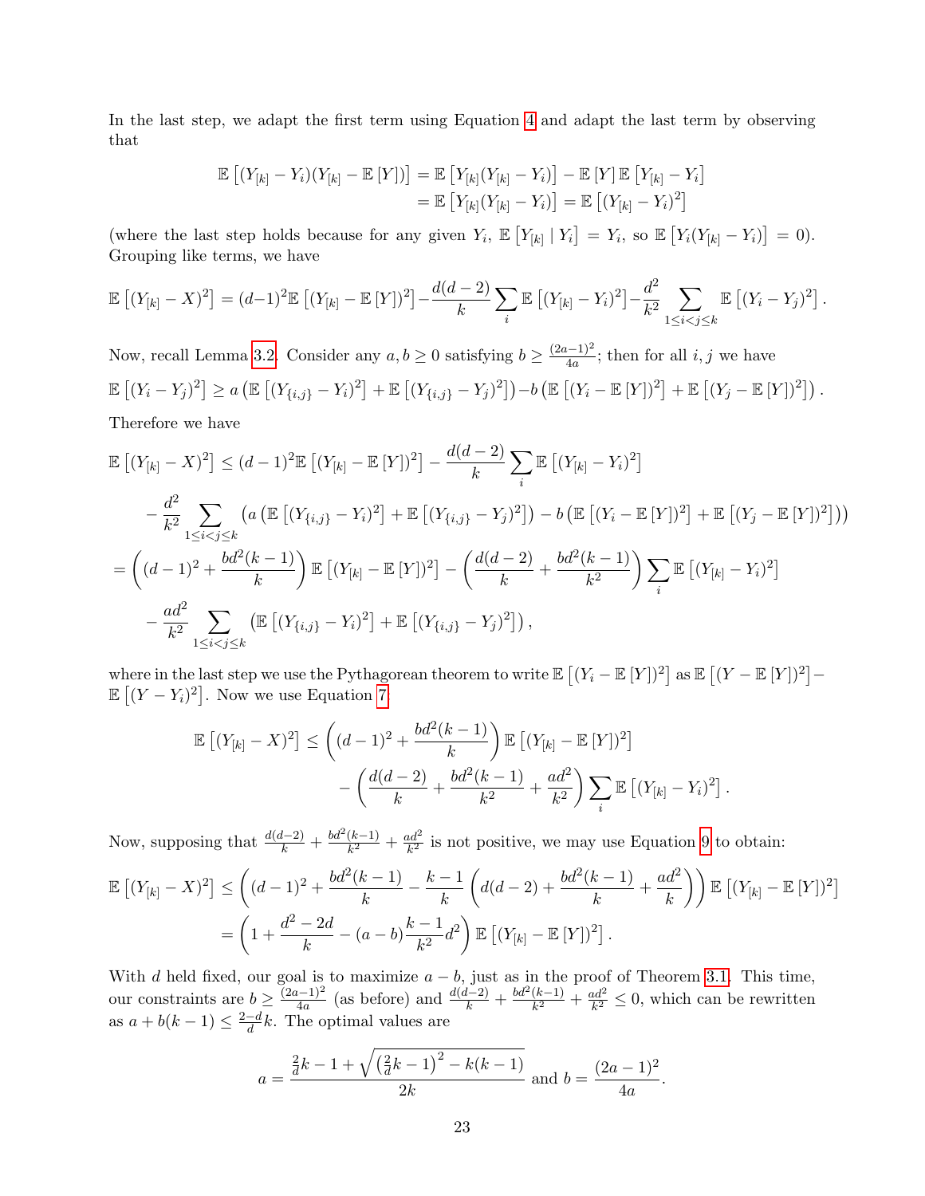In the last step, we adapt the first term using Equation 4 and adapt the last term by observing that

$$\begin{aligned}\mathbb{E}\left[(Y_{[k]} - Y_i)(Y_{[k]} - \mathbb{E}[Y])\right] &= \mathbb{E}\left[Y_{[k]}(Y_{[k]} - Y_i)\right] - \mathbb{E}[Y]\,\mathbb{E}\left[Y_{[k]} - Y_i\right] \\ &= \mathbb{E}\left[Y_{[k]}(Y_{[k]} - Y_i)\right] = \mathbb{E}\left[(Y_{[k]} - Y_i)^2\right]\end{aligned}$$

(where the last step holds because for any given $Y_i$, $\mathbb{E}\left[Y_{[k]} \mid Y_i\right] = Y_i$, so $\mathbb{E}\left[Y_i(Y_{[k]} - Y_i)\right] = 0$). Grouping like terms, we have

$$\mathbb{E}\left[(Y_{[k]} - X)^2\right] = (d-1)^2\mathbb{E}\left[(Y_{[k]} - \mathbb{E}[Y])^2\right] - \frac{d(d-2)}{k}\sum_i \mathbb{E}\left[(Y_{[k]} - Y_i)^2\right] - \frac{d^2}{k^2}\sum_{1 \le i < j \le k} \mathbb{E}\left[(Y_i - Y_j)^2\right].$$

Now, recall Lemma 3.2. Consider any $a, b \ge 0$ satisfying $b \ge \frac{(2a-1)^2}{4a}$; then for all $i, j$ we have

$$\mathbb{E}\left[(Y_i - Y_j)^2\right] \ge a\left(\mathbb{E}\left[(Y_{\{i,j\}} - Y_i)^2\right] + \mathbb{E}\left[(Y_{\{i,j\}} - Y_j)^2\right]\right) - b\left(\mathbb{E}\left[(Y_i - \mathbb{E}[Y])^2\right] + \mathbb{E}\left[(Y_j - \mathbb{E}[Y])^2\right]\right).$$

Therefore we have

$$\begin{aligned}\mathbb{E}\left[(Y_{[k]} - X)^2\right] &\le (d-1)^2\mathbb{E}\left[(Y_{[k]} - \mathbb{E}[Y])^2\right] - \frac{d(d-2)}{k}\sum_i \mathbb{E}\left[(Y_{[k]} - Y_i)^2\right] \\ &\quad - \frac{d^2}{k^2}\sum_{1 \le i < j \le k}\left(a\left(\mathbb{E}\left[(Y_{\{i,j\}} - Y_i)^2\right] + \mathbb{E}\left[(Y_{\{i,j\}} - Y_j)^2\right]\right) - b\left(\mathbb{E}\left[(Y_i - \mathbb{E}[Y])^2\right] + \mathbb{E}\left[(Y_j - \mathbb{E}[Y])^2\right]\right)\right) \\ &= \left((d-1)^2 + \frac{bd^2(k-1)}{k}\right)\mathbb{E}\left[(Y_{[k]} - \mathbb{E}[Y])^2\right] - \left(\frac{d(d-2)}{k} + \frac{bd^2(k-1)}{k^2}\right)\sum_i \mathbb{E}\left[(Y_{[k]} - Y_i)^2\right] \\ &\quad - \frac{ad^2}{k^2}\sum_{1 \le i < j \le k}\left(\mathbb{E}\left[(Y_{\{i,j\}} - Y_i)^2\right] + \mathbb{E}\left[(Y_{\{i,j\}} - Y_j)^2\right]\right),\end{aligned}$$

where in the last step we use the Pythagorean theorem to write $\mathbb{E}\left[(Y_i - \mathbb{E}[Y])^2\right]$ as $\mathbb{E}\left[(Y - \mathbb{E}[Y])^2\right] - \mathbb{E}\left[(Y - Y_i)^2\right]$. Now we use Equation 7:

$$\begin{aligned}\mathbb{E}\left[(Y_{[k]} - X)^2\right] &\le \left((d-1)^2 + \frac{bd^2(k-1)}{k}\right)\mathbb{E}\left[(Y_{[k]} - \mathbb{E}[Y])^2\right] \\ &\quad - \left(\frac{d(d-2)}{k} + \frac{bd^2(k-1)}{k^2} + \frac{ad^2}{k^2}\right)\sum_i \mathbb{E}\left[(Y_{[k]} - Y_i)^2\right].\end{aligned}$$

Now, supposing that $\frac{d(d-2)}{k} + \frac{bd^2(k-1)}{k^2} + \frac{ad^2}{k^2}$ is not positive, we may use Equation 9 to obtain:

$$\begin{aligned}\mathbb{E}\left[(Y_{[k]} - X)^2\right] &\le \left((d-1)^2 + \frac{bd^2(k-1)}{k} - \frac{k-1}{k}\left(d(d-2) + \frac{bd^2(k-1)}{k} + \frac{ad^2}{k}\right)\right)\mathbb{E}\left[(Y_{[k]} - \mathbb{E}[Y])^2\right] \\ &= \left(1 + \frac{d^2 - 2d}{k} - (a-b)\frac{k-1}{k^2}d^2\right)\mathbb{E}\left[(Y_{[k]} - \mathbb{E}[Y])^2\right].\end{aligned}$$

With $d$ held fixed, our goal is to maximize $a - b$, just as in the proof of Theorem 3.1. This time, our constraints are $b \ge \frac{(2a-1)^2}{4a}$ (as before) and $\frac{d(d-2)}{k} + \frac{bd^2(k-1)}{k^2} + \frac{ad^2}{k^2} \le 0$, which can be rewritten as $a + b(k-1) \le \frac{2-d}{d}k$. The optimal values are

$$a = \frac{\frac{2}{d}k - 1 + \sqrt{\left(\frac{2}{d}k - 1\right)^2 - k(k-1)}}{2k} \text{ and } b = \frac{(2a-1)^2}{4a}.$$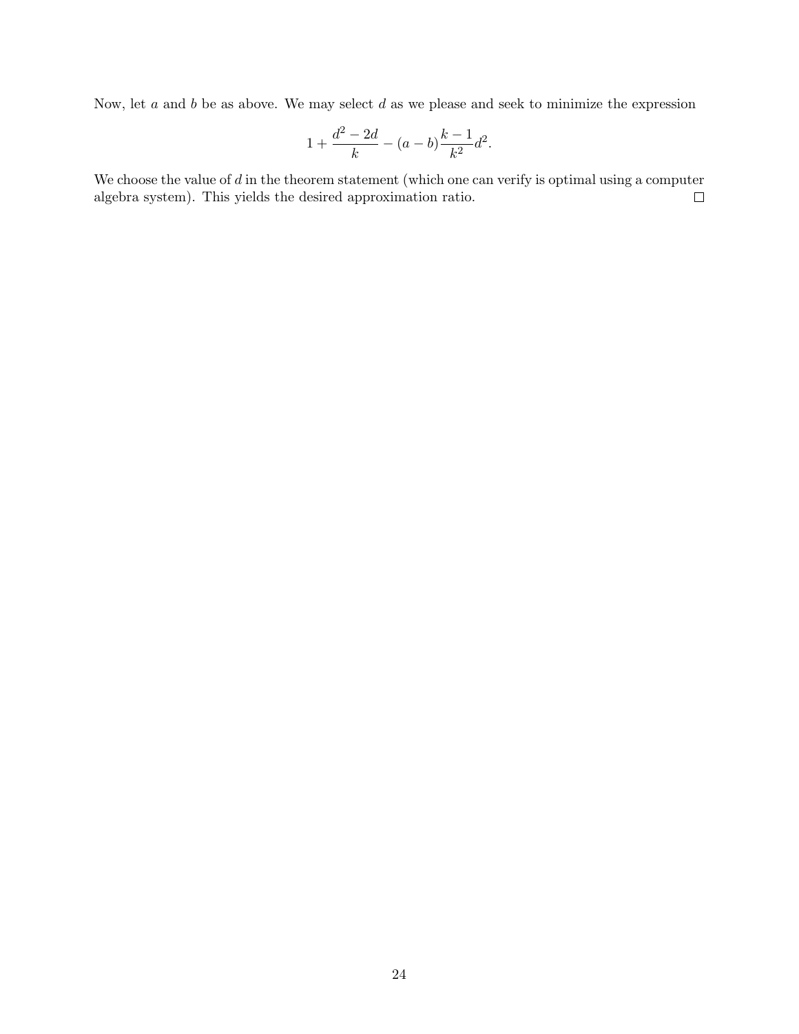Now, let $a$ and $b$ be as above. We may select $d$ as we please and seek to minimize the expression

$$1 + \frac{d^2 - 2d}{k} - (a - b)\frac{k-1}{k^2}d^2.$$

We choose the value of $d$ in the theorem statement (which one can verify is optimal using a computer algebra system). This yields the desired approximation ratio. □